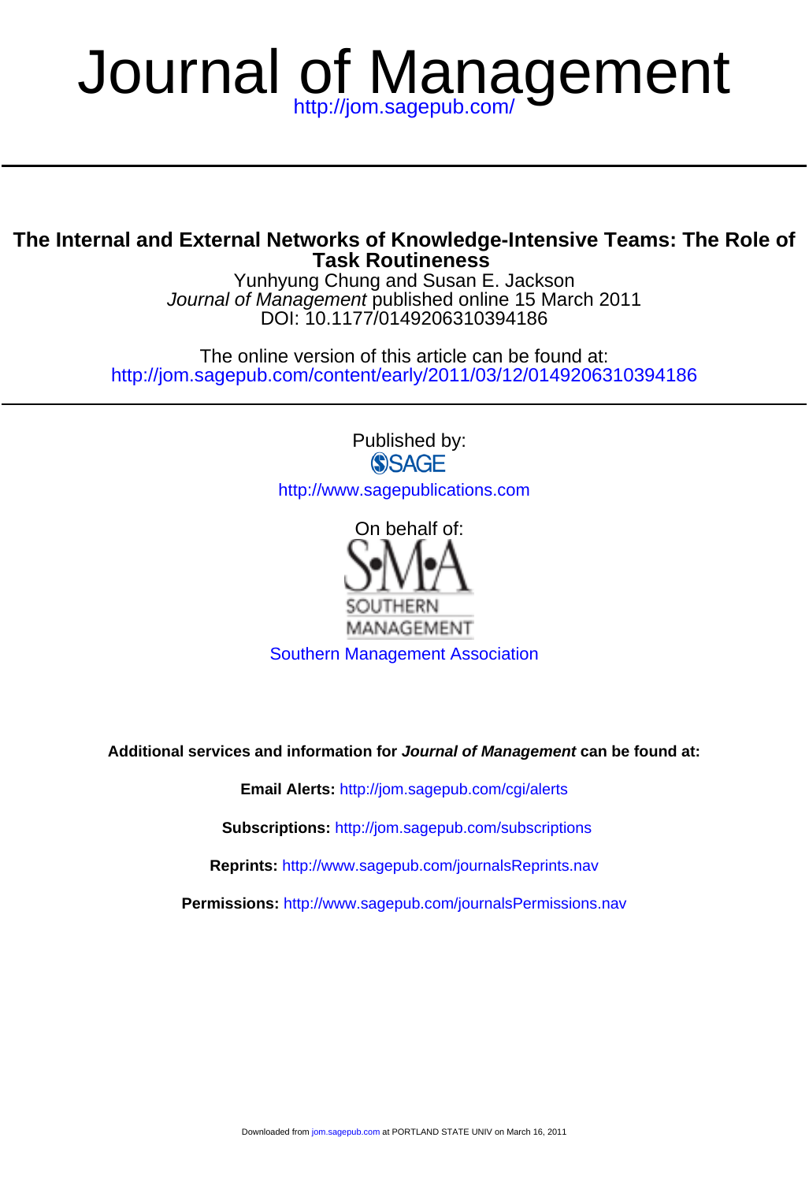# Journal of Management

http://jom.sagepub.com/

## The Internal and External Networks of Knowledge-Intensive Teams: The Role of Task Routineness

Yunhyung Chung and Susan E. Jackson

*Journal of Management* published online 15 March 2011

DOI: 10.1177/0149206310394186

The online version of this article can be found at:

http://jom.sagepub.com/content/early/2011/03/12/0149206310394186

Published by:

SAGE

http://www.sagepublications.com

On behalf of:

S•M•A SOUTHERN MANAGEMENT

Southern Management Association

**Additional services and information for *Journal of Management* can be found at:**

**Email Alerts:** http://jom.sagepub.com/cgi/alerts

**Subscriptions:** http://jom.sagepub.com/subscriptions

**Reprints:** http://www.sagepub.com/journalsReprints.nav

**Permissions:** http://www.sagepub.com/journalsPermissions.nav

Downloaded from jom.sagepub.com at PORTLAND STATE UNIV on March 16, 2011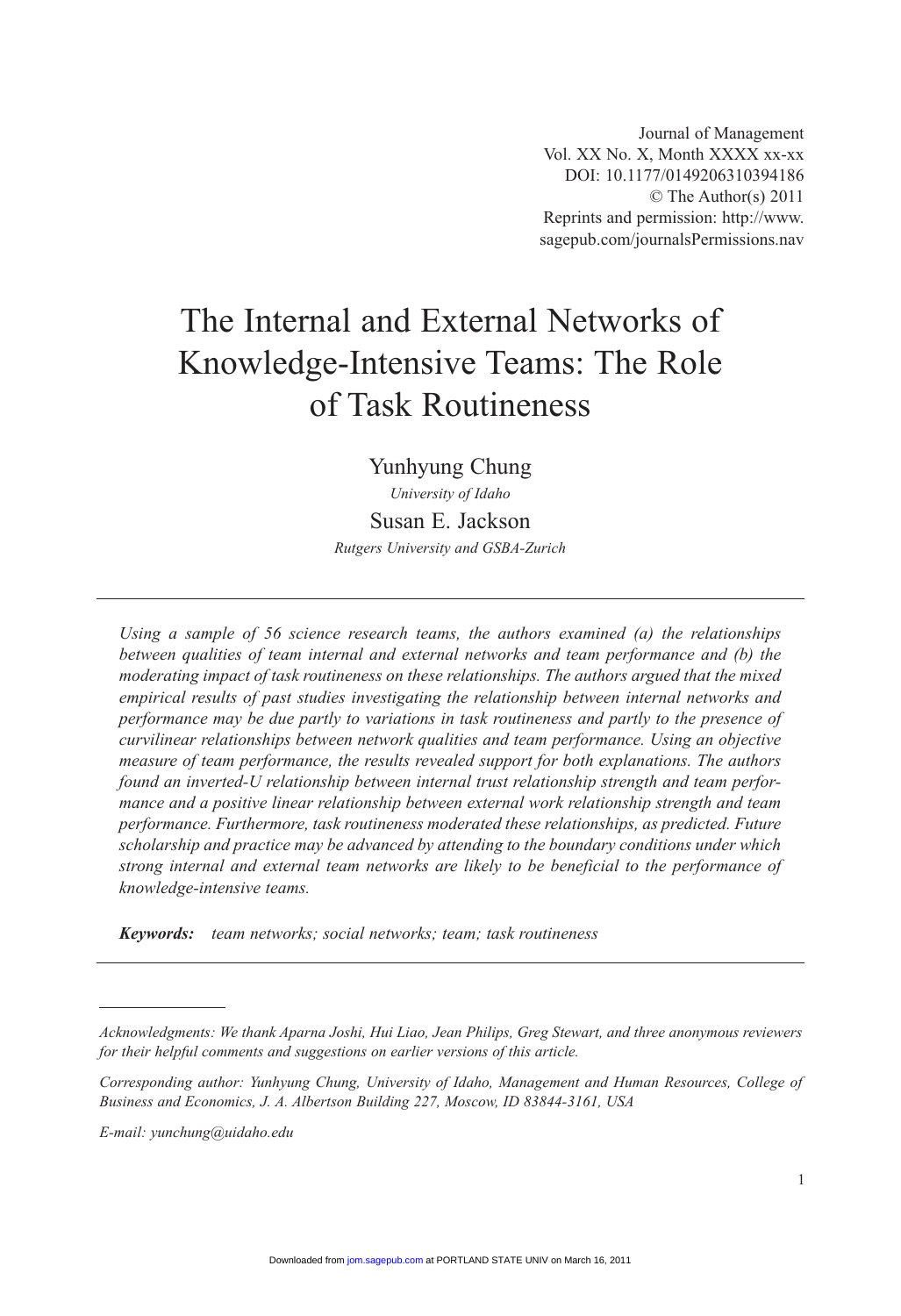# The Internal and External Networks of Knowledge-Intensive Teams: The Role of Task Routineness

Yunhyung Chung

*University of Idaho*

Susan E. Jackson

*Rutgers University and GSBA-Zurich*

---

*Using a sample of 56 science research teams, the authors examined (a) the relationships between qualities of team internal and external networks and team performance and (b) the moderating impact of task routineness on these relationships. The authors argued that the mixed empirical results of past studies investigating the relationship between internal networks and performance may be due partly to variations in task routineness and partly to the presence of curvilinear relationships between network qualities and team performance. Using an objective measure of team performance, the results revealed support for both explanations. The authors found an inverted-U relationship between internal trust relationship strength and team performance and a positive linear relationship between external work relationship strength and team performance. Furthermore, task routineness moderated these relationships, as predicted. Future scholarship and practice may be advanced by attending to the boundary conditions under which strong internal and external team networks are likely to be beneficial to the performance of knowledge-intensive teams.*

***Keywords:*** *team networks; social networks; team; task routineness*

---

*Acknowledgments: We thank Aparna Joshi, Hui Liao, Jean Philips, Greg Stewart, and three anonymous reviewers for their helpful comments and suggestions on earlier versions of this article.*

*Corresponding author: Yunhyung Chung, University of Idaho, Management and Human Resources, College of Business and Economics, J. A. Albertson Building 227, Moscow, ID 83844-3161, USA*

*E-mail: yunchung@uidaho.edu*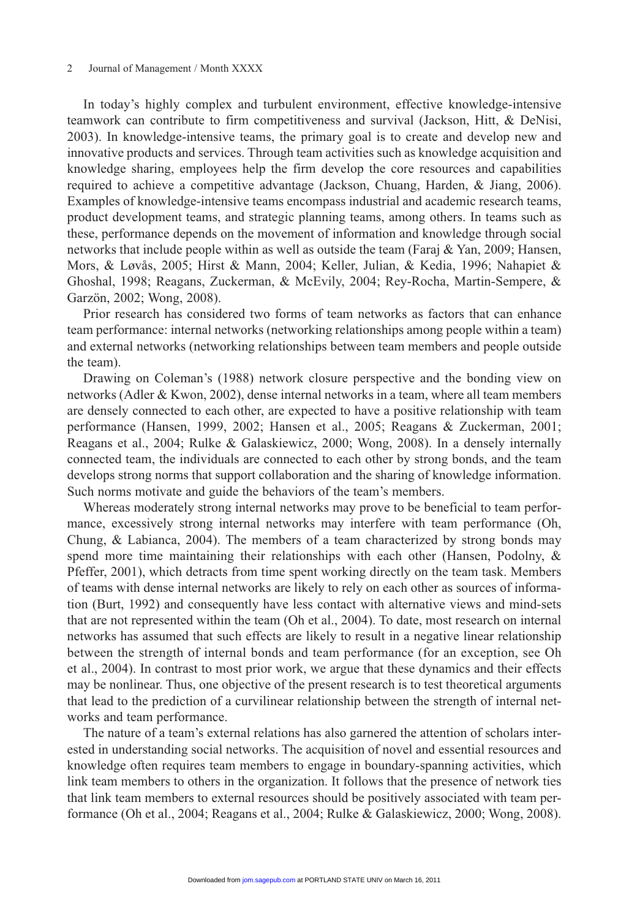In today's highly complex and turbulent environment, effective knowledge-intensive teamwork can contribute to firm competitiveness and survival (Jackson, Hitt, & DeNisi, 2003). In knowledge-intensive teams, the primary goal is to create and develop new and innovative products and services. Through team activities such as knowledge acquisition and knowledge sharing, employees help the firm develop the core resources and capabilities required to achieve a competitive advantage (Jackson, Chuang, Harden, & Jiang, 2006). Examples of knowledge-intensive teams encompass industrial and academic research teams, product development teams, and strategic planning teams, among others. In teams such as these, performance depends on the movement of information and knowledge through social networks that include people within as well as outside the team (Faraj & Yan, 2009; Hansen, Mors, & Løvås, 2005; Hirst & Mann, 2004; Keller, Julian, & Kedia, 1996; Nahapiet & Ghoshal, 1998; Reagans, Zuckerman, & McEvily, 2004; Rey-Rocha, Martin-Sempere, & Garzön, 2002; Wong, 2008).

Prior research has considered two forms of team networks as factors that can enhance team performance: internal networks (networking relationships among people within a team) and external networks (networking relationships between team members and people outside the team).

Drawing on Coleman's (1988) network closure perspective and the bonding view on networks (Adler & Kwon, 2002), dense internal networks in a team, where all team members are densely connected to each other, are expected to have a positive relationship with team performance (Hansen, 1999, 2002; Hansen et al., 2005; Reagans & Zuckerman, 2001; Reagans et al., 2004; Rulke & Galaskiewicz, 2000; Wong, 2008). In a densely internally connected team, the individuals are connected to each other by strong bonds, and the team develops strong norms that support collaboration and the sharing of knowledge information. Such norms motivate and guide the behaviors of the team's members.

Whereas moderately strong internal networks may prove to be beneficial to team performance, excessively strong internal networks may interfere with team performance (Oh, Chung, & Labianca, 2004). The members of a team characterized by strong bonds may spend more time maintaining their relationships with each other (Hansen, Podolny, & Pfeffer, 2001), which detracts from time spent working directly on the team task. Members of teams with dense internal networks are likely to rely on each other as sources of information (Burt, 1992) and consequently have less contact with alternative views and mind-sets that are not represented within the team (Oh et al., 2004). To date, most research on internal networks has assumed that such effects are likely to result in a negative linear relationship between the strength of internal bonds and team performance (for an exception, see Oh et al., 2004). In contrast to most prior work, we argue that these dynamics and their effects may be nonlinear. Thus, one objective of the present research is to test theoretical arguments that lead to the prediction of a curvilinear relationship between the strength of internal networks and team performance.

The nature of a team's external relations has also garnered the attention of scholars interested in understanding social networks. The acquisition of novel and essential resources and knowledge often requires team members to engage in boundary-spanning activities, which link team members to others in the organization. It follows that the presence of network ties that link team members to external resources should be positively associated with team performance (Oh et al., 2004; Reagans et al., 2004; Rulke & Galaskiewicz, 2000; Wong, 2008).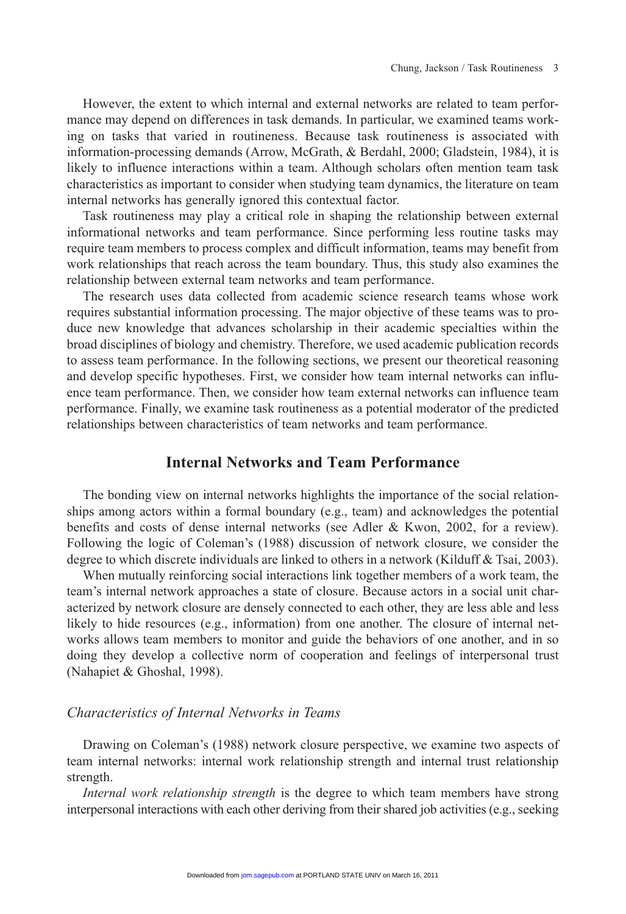However, the extent to which internal and external networks are related to team performance may depend on differences in task demands. In particular, we examined teams working on tasks that varied in routineness. Because task routineness is associated with information-processing demands (Arrow, McGrath, & Berdahl, 2000; Gladstein, 1984), it is likely to influence interactions within a team. Although scholars often mention team task characteristics as important to consider when studying team dynamics, the literature on team internal networks has generally ignored this contextual factor.

Task routineness may play a critical role in shaping the relationship between external informational networks and team performance. Since performing less routine tasks may require team members to process complex and difficult information, teams may benefit from work relationships that reach across the team boundary. Thus, this study also examines the relationship between external team networks and team performance.

The research uses data collected from academic science research teams whose work requires substantial information processing. The major objective of these teams was to produce new knowledge that advances scholarship in their academic specialties within the broad disciplines of biology and chemistry. Therefore, we used academic publication records to assess team performance. In the following sections, we present our theoretical reasoning and develop specific hypotheses. First, we consider how team internal networks can influence team performance. Then, we consider how team external networks can influence team performance. Finally, we examine task routineness as a potential moderator of the predicted relationships between characteristics of team networks and team performance.

## Internal Networks and Team Performance

The bonding view on internal networks highlights the importance of the social relationships among actors within a formal boundary (e.g., team) and acknowledges the potential benefits and costs of dense internal networks (see Adler & Kwon, 2002, for a review). Following the logic of Coleman's (1988) discussion of network closure, we consider the degree to which discrete individuals are linked to others in a network (Kilduff & Tsai, 2003).

When mutually reinforcing social interactions link together members of a work team, the team's internal network approaches a state of closure. Because actors in a social unit characterized by network closure are densely connected to each other, they are less able and less likely to hide resources (e.g., information) from one another. The closure of internal networks allows team members to monitor and guide the behaviors of one another, and in so doing they develop a collective norm of cooperation and feelings of interpersonal trust (Nahapiet & Ghoshal, 1998).

### *Characteristics of Internal Networks in Teams*

Drawing on Coleman's (1988) network closure perspective, we examine two aspects of team internal networks: internal work relationship strength and internal trust relationship strength.

*Internal work relationship strength* is the degree to which team members have strong interpersonal interactions with each other deriving from their shared job activities (e.g., seeking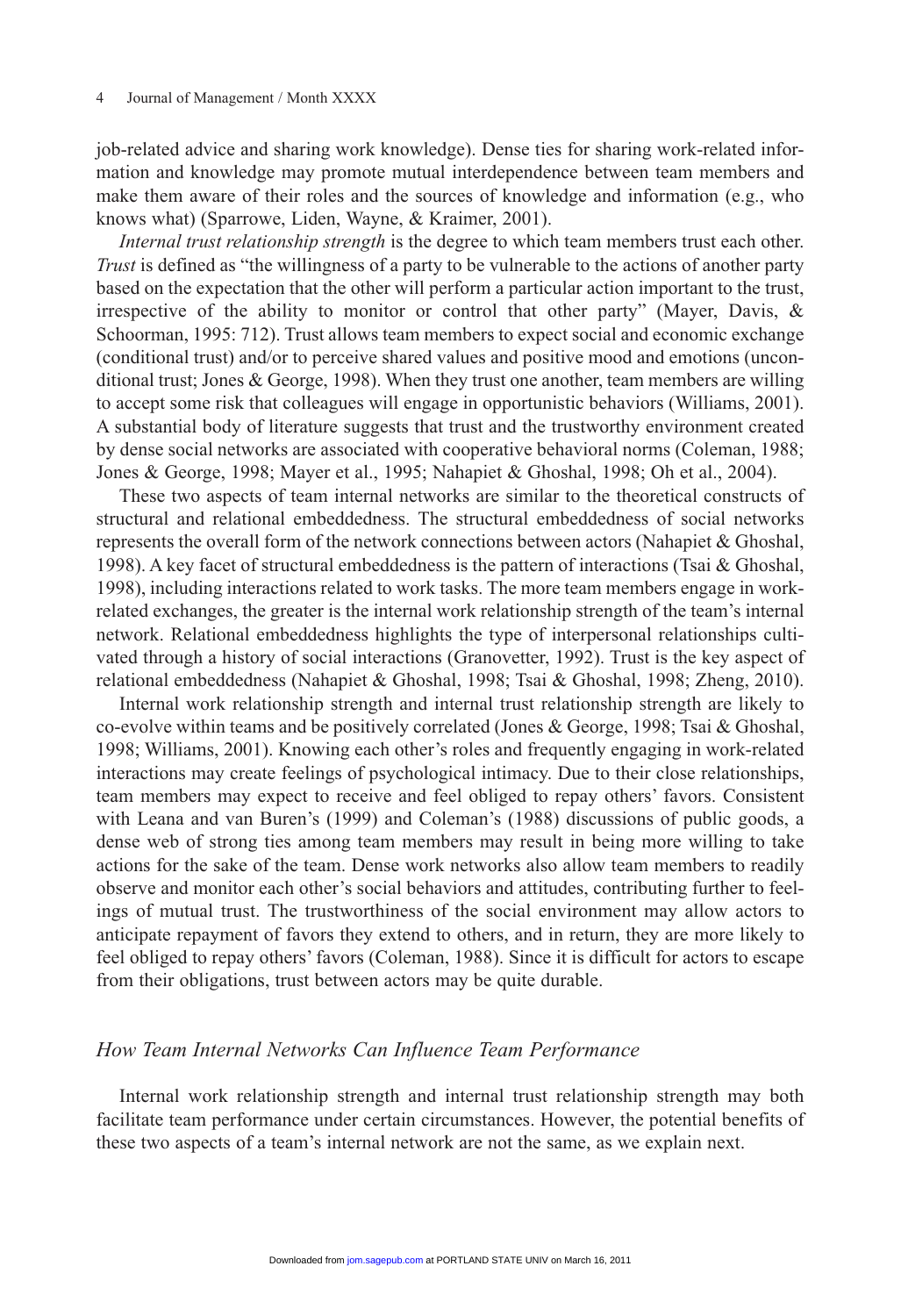job-related advice and sharing work knowledge). Dense ties for sharing work-related information and knowledge may promote mutual interdependence between team members and make them aware of their roles and the sources of knowledge and information (e.g., who knows what) (Sparrowe, Liden, Wayne, & Kraimer, 2001).

*Internal trust relationship strength* is the degree to which team members trust each other. *Trust* is defined as "the willingness of a party to be vulnerable to the actions of another party based on the expectation that the other will perform a particular action important to the trust, irrespective of the ability to monitor or control that other party" (Mayer, Davis, & Schoorman, 1995: 712). Trust allows team members to expect social and economic exchange (conditional trust) and/or to perceive shared values and positive mood and emotions (unconditional trust; Jones & George, 1998). When they trust one another, team members are willing to accept some risk that colleagues will engage in opportunistic behaviors (Williams, 2001). A substantial body of literature suggests that trust and the trustworthy environment created by dense social networks are associated with cooperative behavioral norms (Coleman, 1988; Jones & George, 1998; Mayer et al., 1995; Nahapiet & Ghoshal, 1998; Oh et al., 2004).

These two aspects of team internal networks are similar to the theoretical constructs of structural and relational embeddedness. The structural embeddedness of social networks represents the overall form of the network connections between actors (Nahapiet & Ghoshal, 1998). A key facet of structural embeddedness is the pattern of interactions (Tsai & Ghoshal, 1998), including interactions related to work tasks. The more team members engage in work-related exchanges, the greater is the internal work relationship strength of the team's internal network. Relational embeddedness highlights the type of interpersonal relationships cultivated through a history of social interactions (Granovetter, 1992). Trust is the key aspect of relational embeddedness (Nahapiet & Ghoshal, 1998; Tsai & Ghoshal, 1998; Zheng, 2010).

Internal work relationship strength and internal trust relationship strength are likely to co-evolve within teams and be positively correlated (Jones & George, 1998; Tsai & Ghoshal, 1998; Williams, 2001). Knowing each other's roles and frequently engaging in work-related interactions may create feelings of psychological intimacy. Due to their close relationships, team members may expect to receive and feel obliged to repay others' favors. Consistent with Leana and van Buren's (1999) and Coleman's (1988) discussions of public goods, a dense web of strong ties among team members may result in being more willing to take actions for the sake of the team. Dense work networks also allow team members to readily observe and monitor each other's social behaviors and attitudes, contributing further to feelings of mutual trust. The trustworthiness of the social environment may allow actors to anticipate repayment of favors they extend to others, and in return, they are more likely to feel obliged to repay others' favors (Coleman, 1988). Since it is difficult for actors to escape from their obligations, trust between actors may be quite durable.

### *How Team Internal Networks Can Influence Team Performance*

Internal work relationship strength and internal trust relationship strength may both facilitate team performance under certain circumstances. However, the potential benefits of these two aspects of a team's internal network are not the same, as we explain next.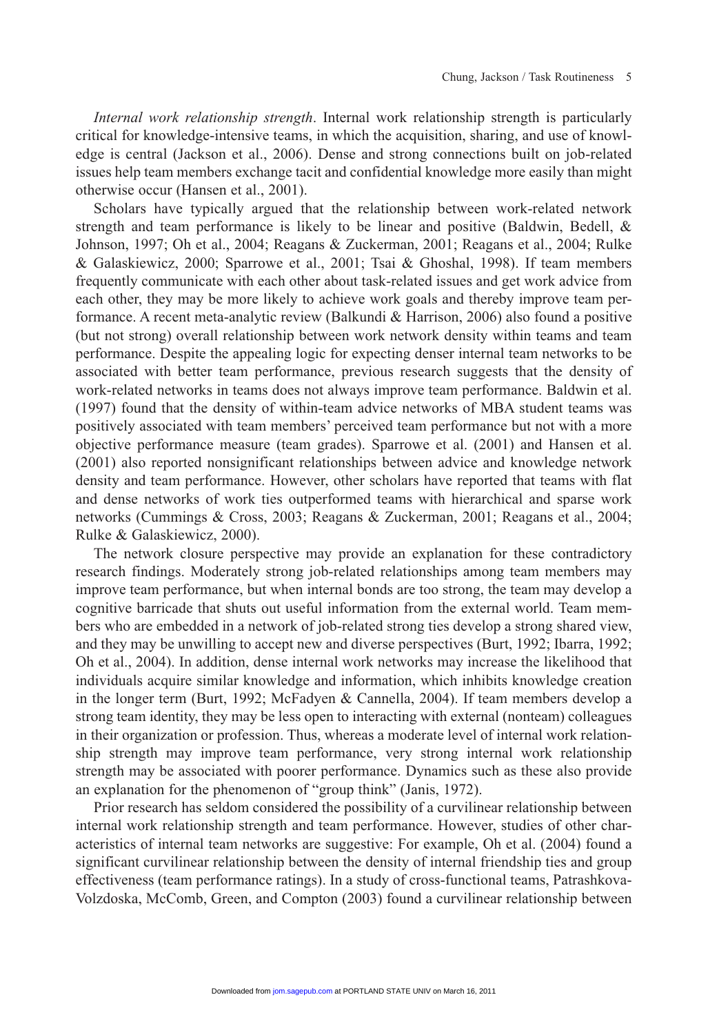*Internal work relationship strength*. Internal work relationship strength is particularly critical for knowledge-intensive teams, in which the acquisition, sharing, and use of knowledge is central (Jackson et al., 2006). Dense and strong connections built on job-related issues help team members exchange tacit and confidential knowledge more easily than might otherwise occur (Hansen et al., 2001).

Scholars have typically argued that the relationship between work-related network strength and team performance is likely to be linear and positive (Baldwin, Bedell, & Johnson, 1997; Oh et al., 2004; Reagans & Zuckerman, 2001; Reagans et al., 2004; Rulke & Galaskiewicz, 2000; Sparrowe et al., 2001; Tsai & Ghoshal, 1998). If team members frequently communicate with each other about task-related issues and get work advice from each other, they may be more likely to achieve work goals and thereby improve team performance. A recent meta-analytic review (Balkundi & Harrison, 2006) also found a positive (but not strong) overall relationship between work network density within teams and team performance. Despite the appealing logic for expecting denser internal team networks to be associated with better team performance, previous research suggests that the density of work-related networks in teams does not always improve team performance. Baldwin et al. (1997) found that the density of within-team advice networks of MBA student teams was positively associated with team members' perceived team performance but not with a more objective performance measure (team grades). Sparrowe et al. (2001) and Hansen et al. (2001) also reported nonsignificant relationships between advice and knowledge network density and team performance. However, other scholars have reported that teams with flat and dense networks of work ties outperformed teams with hierarchical and sparse work networks (Cummings & Cross, 2003; Reagans & Zuckerman, 2001; Reagans et al., 2004; Rulke & Galaskiewicz, 2000).

The network closure perspective may provide an explanation for these contradictory research findings. Moderately strong job-related relationships among team members may improve team performance, but when internal bonds are too strong, the team may develop a cognitive barricade that shuts out useful information from the external world. Team members who are embedded in a network of job-related strong ties develop a strong shared view, and they may be unwilling to accept new and diverse perspectives (Burt, 1992; Ibarra, 1992; Oh et al., 2004). In addition, dense internal work networks may increase the likelihood that individuals acquire similar knowledge and information, which inhibits knowledge creation in the longer term (Burt, 1992; McFadyen & Cannella, 2004). If team members develop a strong team identity, they may be less open to interacting with external (nonteam) colleagues in their organization or profession. Thus, whereas a moderate level of internal work relationship strength may improve team performance, very strong internal work relationship strength may be associated with poorer performance. Dynamics such as these also provide an explanation for the phenomenon of "group think" (Janis, 1972).

Prior research has seldom considered the possibility of a curvilinear relationship between internal work relationship strength and team performance. However, studies of other characteristics of internal team networks are suggestive: For example, Oh et al. (2004) found a significant curvilinear relationship between the density of internal friendship ties and group effectiveness (team performance ratings). In a study of cross-functional teams, Patrashkova-Volzdoska, McComb, Green, and Compton (2003) found a curvilinear relationship between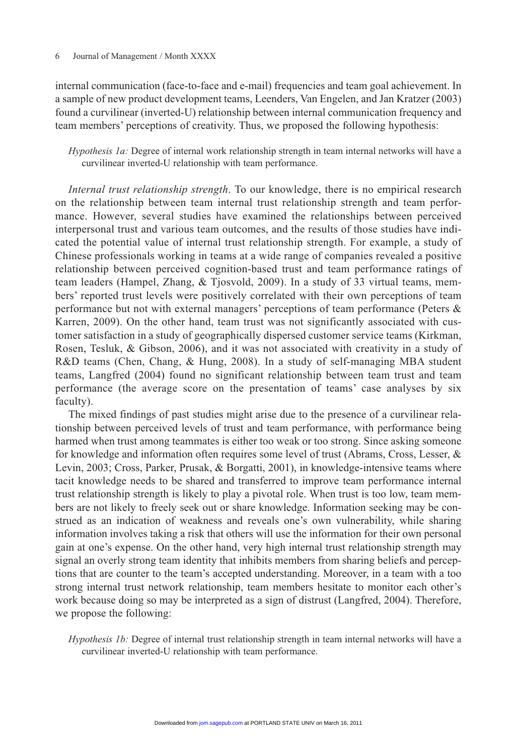internal communication (face-to-face and e-mail) frequencies and team goal achievement. In a sample of new product development teams, Leenders, Van Engelen, and Jan Kratzer (2003) found a curvilinear (inverted-U) relationship between internal communication frequency and team members' perceptions of creativity. Thus, we proposed the following hypothesis:

> *Hypothesis 1a:* Degree of internal work relationship strength in team internal networks will have a curvilinear inverted-U relationship with team performance.

*Internal trust relationship strength*. To our knowledge, there is no empirical research on the relationship between team internal trust relationship strength and team performance. However, several studies have examined the relationships between perceived interpersonal trust and various team outcomes, and the results of those studies have indicated the potential value of internal trust relationship strength. For example, a study of Chinese professionals working in teams at a wide range of companies revealed a positive relationship between perceived cognition-based trust and team performance ratings of team leaders (Hampel, Zhang, & Tjosvold, 2009). In a study of 33 virtual teams, members' reported trust levels were positively correlated with their own perceptions of team performance but not with external managers' perceptions of team performance (Peters & Karren, 2009). On the other hand, team trust was not significantly associated with customer satisfaction in a study of geographically dispersed customer service teams (Kirkman, Rosen, Tesluk, & Gibson, 2006), and it was not associated with creativity in a study of R&D teams (Chen, Chang, & Hung, 2008). In a study of self-managing MBA student teams, Langfred (2004) found no significant relationship between team trust and team performance (the average score on the presentation of teams' case analyses by six faculty).

The mixed findings of past studies might arise due to the presence of a curvilinear relationship between perceived levels of trust and team performance, with performance being harmed when trust among teammates is either too weak or too strong. Since asking someone for knowledge and information often requires some level of trust (Abrams, Cross, Lesser, & Levin, 2003; Cross, Parker, Prusak, & Borgatti, 2001), in knowledge-intensive teams where tacit knowledge needs to be shared and transferred to improve team performance internal trust relationship strength is likely to play a pivotal role. When trust is too low, team members are not likely to freely seek out or share knowledge. Information seeking may be construed as an indication of weakness and reveals one's own vulnerability, while sharing information involves taking a risk that others will use the information for their own personal gain at one's expense. On the other hand, very high internal trust relationship strength may signal an overly strong team identity that inhibits members from sharing beliefs and perceptions that are counter to the team's accepted understanding. Moreover, in a team with a too strong internal trust network relationship, team members hesitate to monitor each other's work because doing so may be interpreted as a sign of distrust (Langfred, 2004). Therefore, we propose the following:

> *Hypothesis 1b:* Degree of internal trust relationship strength in team internal networks will have a curvilinear inverted-U relationship with team performance.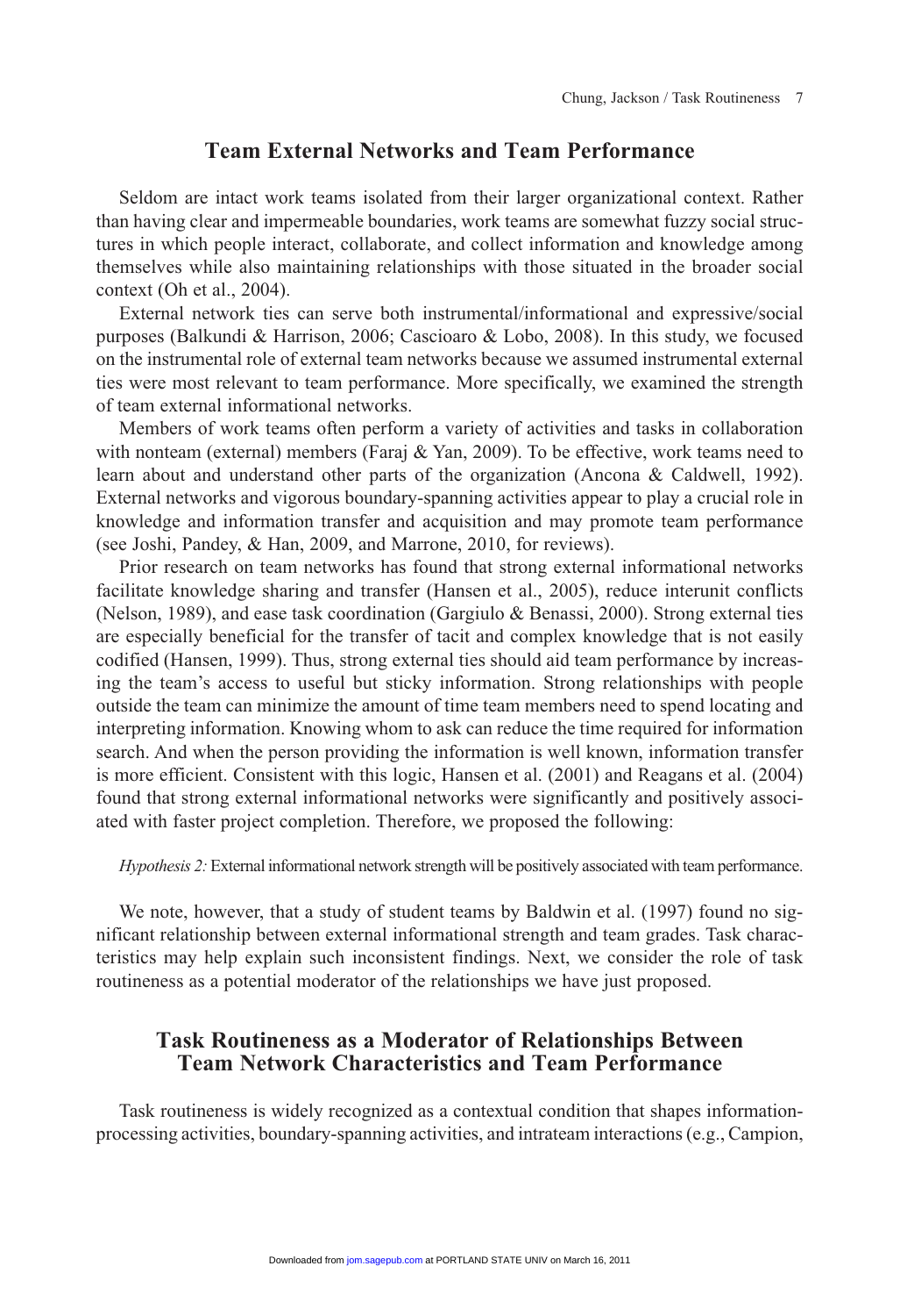## Team External Networks and Team Performance

Seldom are intact work teams isolated from their larger organizational context. Rather than having clear and impermeable boundaries, work teams are somewhat fuzzy social structures in which people interact, collaborate, and collect information and knowledge among themselves while also maintaining relationships with those situated in the broader social context (Oh et al., 2004).

External network ties can serve both instrumental/informational and expressive/social purposes (Balkundi & Harrison, 2006; Cascioaro & Lobo, 2008). In this study, we focused on the instrumental role of external team networks because we assumed instrumental external ties were most relevant to team performance. More specifically, we examined the strength of team external informational networks.

Members of work teams often perform a variety of activities and tasks in collaboration with nonteam (external) members (Faraj & Yan, 2009). To be effective, work teams need to learn about and understand other parts of the organization (Ancona & Caldwell, 1992). External networks and vigorous boundary-spanning activities appear to play a crucial role in knowledge and information transfer and acquisition and may promote team performance (see Joshi, Pandey, & Han, 2009, and Marrone, 2010, for reviews).

Prior research on team networks has found that strong external informational networks facilitate knowledge sharing and transfer (Hansen et al., 2005), reduce interunit conflicts (Nelson, 1989), and ease task coordination (Gargiulo & Benassi, 2000). Strong external ties are especially beneficial for the transfer of tacit and complex knowledge that is not easily codified (Hansen, 1999). Thus, strong external ties should aid team performance by increasing the team's access to useful but sticky information. Strong relationships with people outside the team can minimize the amount of time team members need to spend locating and interpreting information. Knowing whom to ask can reduce the time required for information search. And when the person providing the information is well known, information transfer is more efficient. Consistent with this logic, Hansen et al. (2001) and Reagans et al. (2004) found that strong external informational networks were significantly and positively associated with faster project completion. Therefore, we proposed the following:

*Hypothesis 2:* External informational network strength will be positively associated with team performance.

We note, however, that a study of student teams by Baldwin et al. (1997) found no significant relationship between external informational strength and team grades. Task characteristics may help explain such inconsistent findings. Next, we consider the role of task routineness as a potential moderator of the relationships we have just proposed.

## Task Routineness as a Moderator of Relationships Between Team Network Characteristics and Team Performance

Task routineness is widely recognized as a contextual condition that shapes information-processing activities, boundary-spanning activities, and intrateam interactions (e.g., Campion,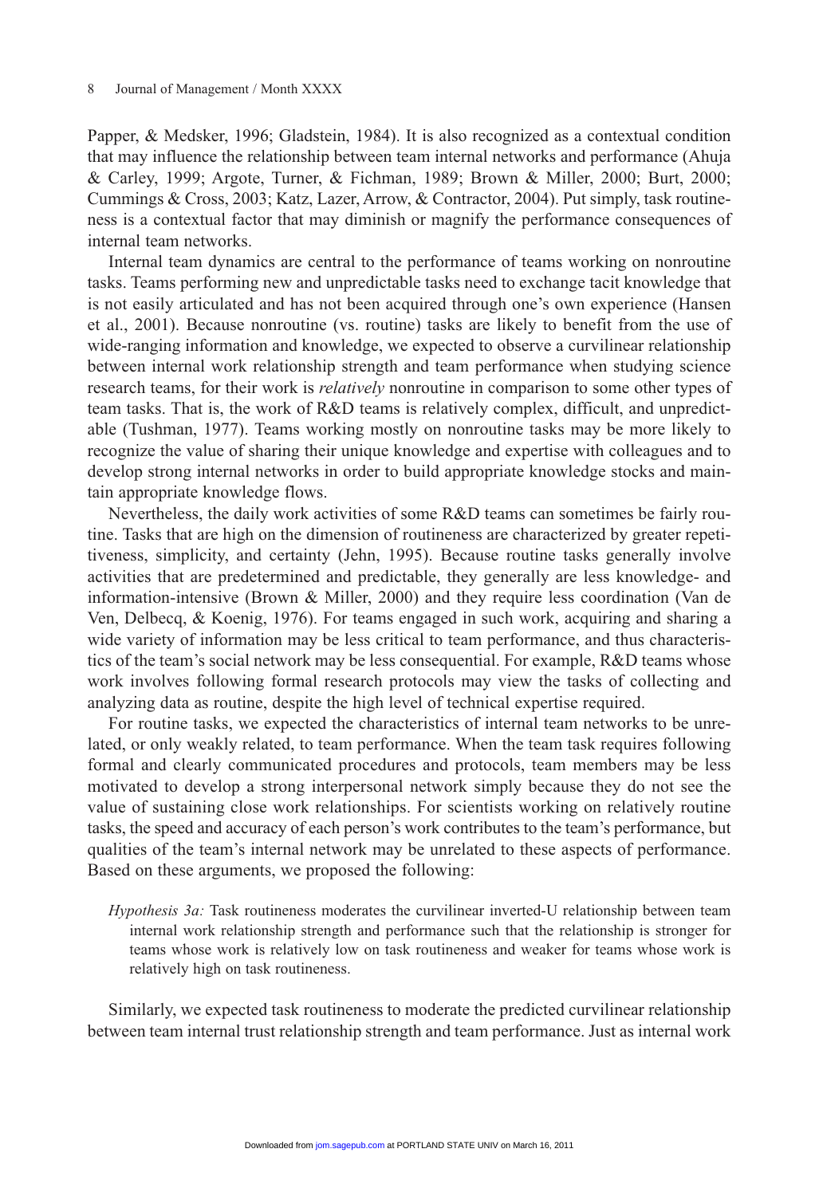Papper, & Medsker, 1996; Gladstein, 1984). It is also recognized as a contextual condition that may influence the relationship between team internal networks and performance (Ahuja & Carley, 1999; Argote, Turner, & Fichman, 1989; Brown & Miller, 2000; Burt, 2000; Cummings & Cross, 2003; Katz, Lazer, Arrow, & Contractor, 2004). Put simply, task routineness is a contextual factor that may diminish or magnify the performance consequences of internal team networks.

Internal team dynamics are central to the performance of teams working on nonroutine tasks. Teams performing new and unpredictable tasks need to exchange tacit knowledge that is not easily articulated and has not been acquired through one's own experience (Hansen et al., 2001). Because nonroutine (vs. routine) tasks are likely to benefit from the use of wide-ranging information and knowledge, we expected to observe a curvilinear relationship between internal work relationship strength and team performance when studying science research teams, for their work is *relatively* nonroutine in comparison to some other types of team tasks. That is, the work of R&D teams is relatively complex, difficult, and unpredictable (Tushman, 1977). Teams working mostly on nonroutine tasks may be more likely to recognize the value of sharing their unique knowledge and expertise with colleagues and to develop strong internal networks in order to build appropriate knowledge stocks and maintain appropriate knowledge flows.

Nevertheless, the daily work activities of some R&D teams can sometimes be fairly routine. Tasks that are high on the dimension of routineness are characterized by greater repetitiveness, simplicity, and certainty (Jehn, 1995). Because routine tasks generally involve activities that are predetermined and predictable, they generally are less knowledge- and information-intensive (Brown & Miller, 2000) and they require less coordination (Van de Ven, Delbecq, & Koenig, 1976). For teams engaged in such work, acquiring and sharing a wide variety of information may be less critical to team performance, and thus characteristics of the team's social network may be less consequential. For example, R&D teams whose work involves following formal research protocols may view the tasks of collecting and analyzing data as routine, despite the high level of technical expertise required.

For routine tasks, we expected the characteristics of internal team networks to be unrelated, or only weakly related, to team performance. When the team task requires following formal and clearly communicated procedures and protocols, team members may be less motivated to develop a strong interpersonal network simply because they do not see the value of sustaining close work relationships. For scientists working on relatively routine tasks, the speed and accuracy of each person's work contributes to the team's performance, but qualities of the team's internal network may be unrelated to these aspects of performance. Based on these arguments, we proposed the following:

> *Hypothesis 3a:* Task routineness moderates the curvilinear inverted-U relationship between team internal work relationship strength and performance such that the relationship is stronger for teams whose work is relatively low on task routineness and weaker for teams whose work is relatively high on task routineness.

Similarly, we expected task routineness to moderate the predicted curvilinear relationship between team internal trust relationship strength and team performance. Just as internal work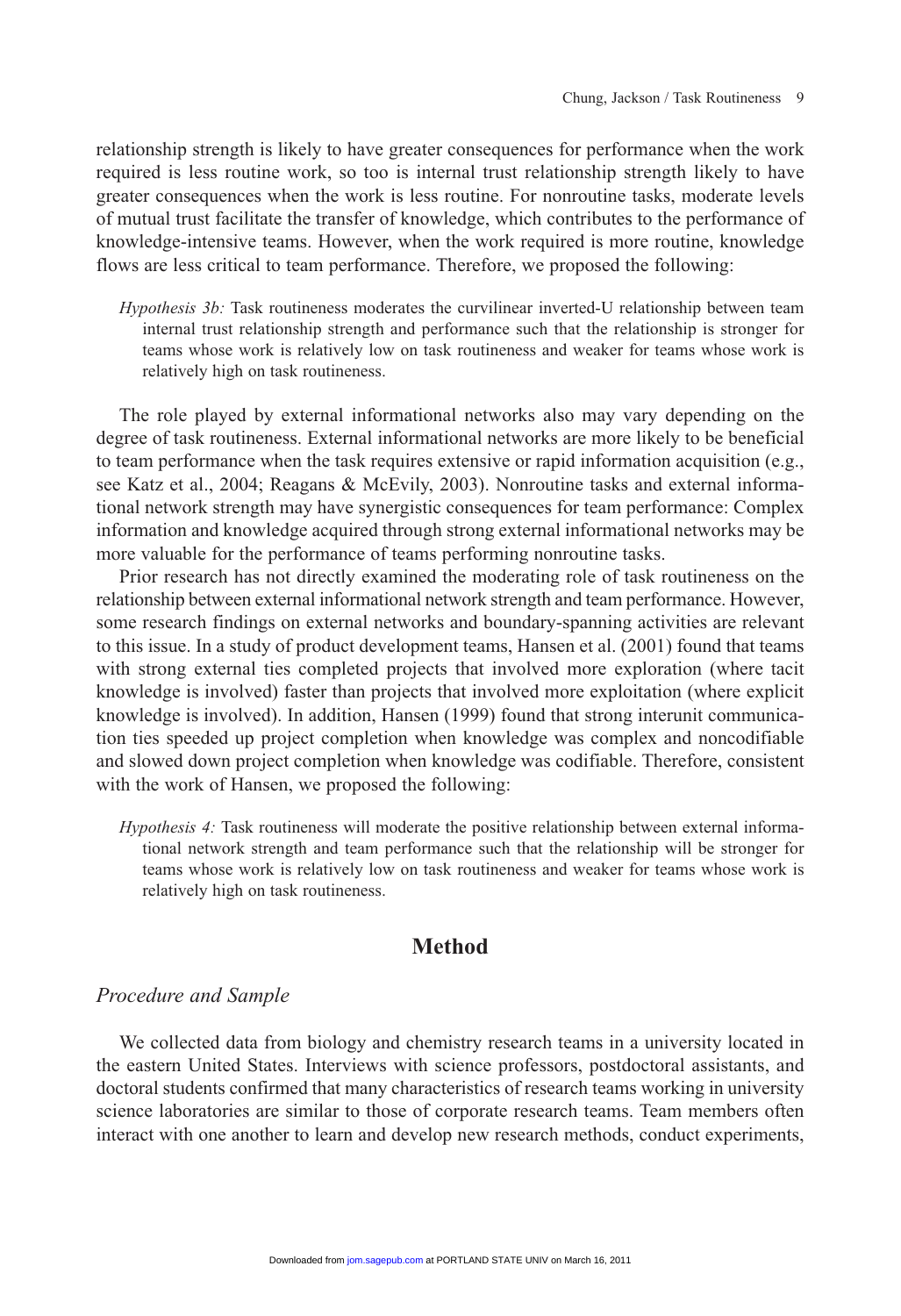relationship strength is likely to have greater consequences for performance when the work required is less routine work, so too is internal trust relationship strength likely to have greater consequences when the work is less routine. For nonroutine tasks, moderate levels of mutual trust facilitate the transfer of knowledge, which contributes to the performance of knowledge-intensive teams. However, when the work required is more routine, knowledge flows are less critical to team performance. Therefore, we proposed the following:

> *Hypothesis 3b:* Task routineness moderates the curvilinear inverted-U relationship between team internal trust relationship strength and performance such that the relationship is stronger for teams whose work is relatively low on task routineness and weaker for teams whose work is relatively high on task routineness.

The role played by external informational networks also may vary depending on the degree of task routineness. External informational networks are more likely to be beneficial to team performance when the task requires extensive or rapid information acquisition (e.g., see Katz et al., 2004; Reagans & McEvily, 2003). Nonroutine tasks and external informational network strength may have synergistic consequences for team performance: Complex information and knowledge acquired through strong external informational networks may be more valuable for the performance of teams performing nonroutine tasks.

Prior research has not directly examined the moderating role of task routineness on the relationship between external informational network strength and team performance. However, some research findings on external networks and boundary-spanning activities are relevant to this issue. In a study of product development teams, Hansen et al. (2001) found that teams with strong external ties completed projects that involved more exploration (where tacit knowledge is involved) faster than projects that involved more exploitation (where explicit knowledge is involved). In addition, Hansen (1999) found that strong interunit communication ties speeded up project completion when knowledge was complex and noncodifiable and slowed down project completion when knowledge was codifiable. Therefore, consistent with the work of Hansen, we proposed the following:

> *Hypothesis 4:* Task routineness will moderate the positive relationship between external informational network strength and team performance such that the relationship will be stronger for teams whose work is relatively low on task routineness and weaker for teams whose work is relatively high on task routineness.

## Method

### *Procedure and Sample*

We collected data from biology and chemistry research teams in a university located in the eastern United States. Interviews with science professors, postdoctoral assistants, and doctoral students confirmed that many characteristics of research teams working in university science laboratories are similar to those of corporate research teams. Team members often interact with one another to learn and develop new research methods, conduct experiments,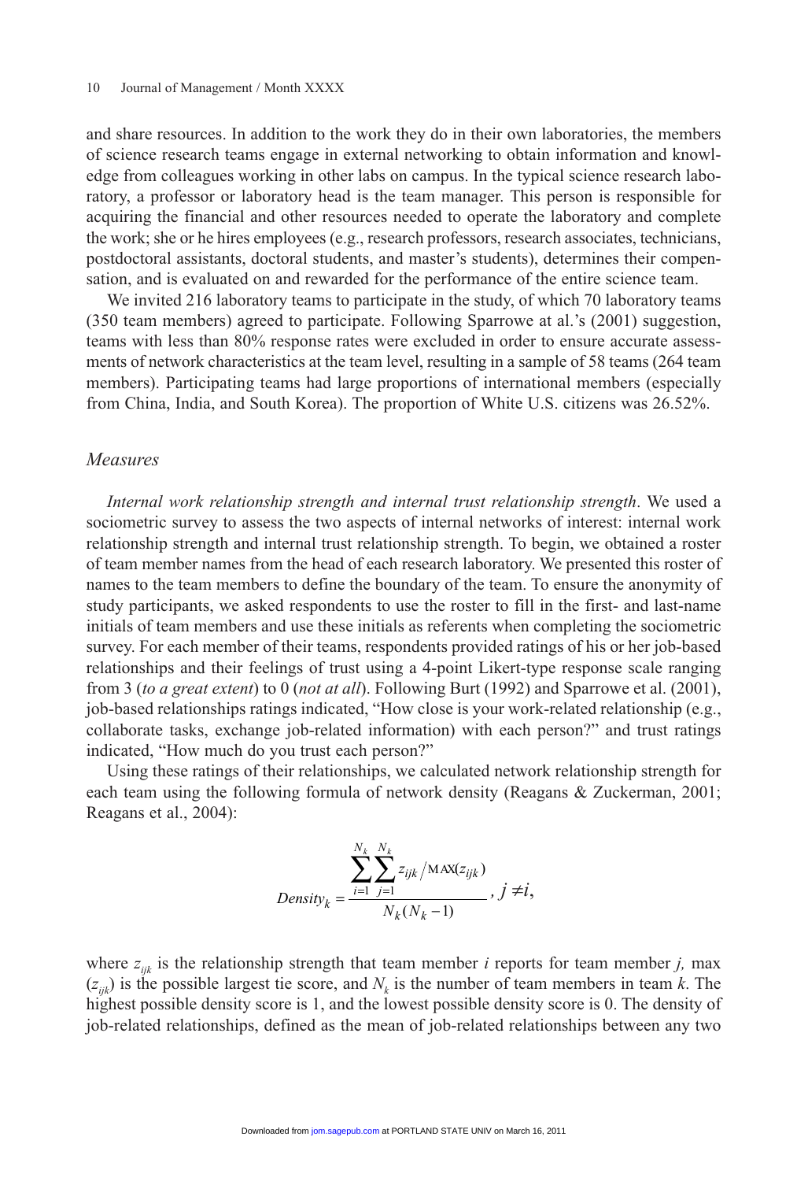and share resources. In addition to the work they do in their own laboratories, the members of science research teams engage in external networking to obtain information and knowledge from colleagues working in other labs on campus. In the typical science research laboratory, a professor or laboratory head is the team manager. This person is responsible for acquiring the financial and other resources needed to operate the laboratory and complete the work; she or he hires employees (e.g., research professors, research associates, technicians, postdoctoral assistants, doctoral students, and master's students), determines their compensation, and is evaluated on and rewarded for the performance of the entire science team.

We invited 216 laboratory teams to participate in the study, of which 70 laboratory teams (350 team members) agreed to participate. Following Sparrowe at al.'s (2001) suggestion, teams with less than 80% response rates were excluded in order to ensure accurate assessments of network characteristics at the team level, resulting in a sample of 58 teams (264 team members). Participating teams had large proportions of international members (especially from China, India, and South Korea). The proportion of White U.S. citizens was 26.52%.

### *Measures*

*Internal work relationship strength and internal trust relationship strength*. We used a sociometric survey to assess the two aspects of internal networks of interest: internal work relationship strength and internal trust relationship strength. To begin, we obtained a roster of team member names from the head of each research laboratory. We presented this roster of names to the team members to define the boundary of the team. To ensure the anonymity of study participants, we asked respondents to use the roster to fill in the first- and last-name initials of team members and use these initials as referents when completing the sociometric survey. For each member of their teams, respondents provided ratings of his or her job-based relationships and their feelings of trust using a 4-point Likert-type response scale ranging from 3 (*to a great extent*) to 0 (*not at all*). Following Burt (1992) and Sparrowe et al. (2001), job-based relationships ratings indicated, "How close is your work-related relationship (e.g., collaborate tasks, exchange job-related information) with each person?" and trust ratings indicated, "How much do you trust each person?"

Using these ratings of their relationships, we calculated network relationship strength for each team using the following formula of network density (Reagans & Zuckerman, 2001; Reagans et al., 2004):

$$Density_k = \frac{\sum_{i=1}^{N_k} \sum_{j=1}^{N_k} z_{ijk} / \text{MAX}(z_{ijk})}{N_k(N_k - 1)}, \; j \neq i,$$

where $z_{ijk}$ is the relationship strength that team member $i$ reports for team member $j$, max $(z_{ijk})$ is the possible largest tie score, and $N_k$ is the number of team members in team $k$. The highest possible density score is 1, and the lowest possible density score is 0. The density of job-related relationships, defined as the mean of job-related relationships between any two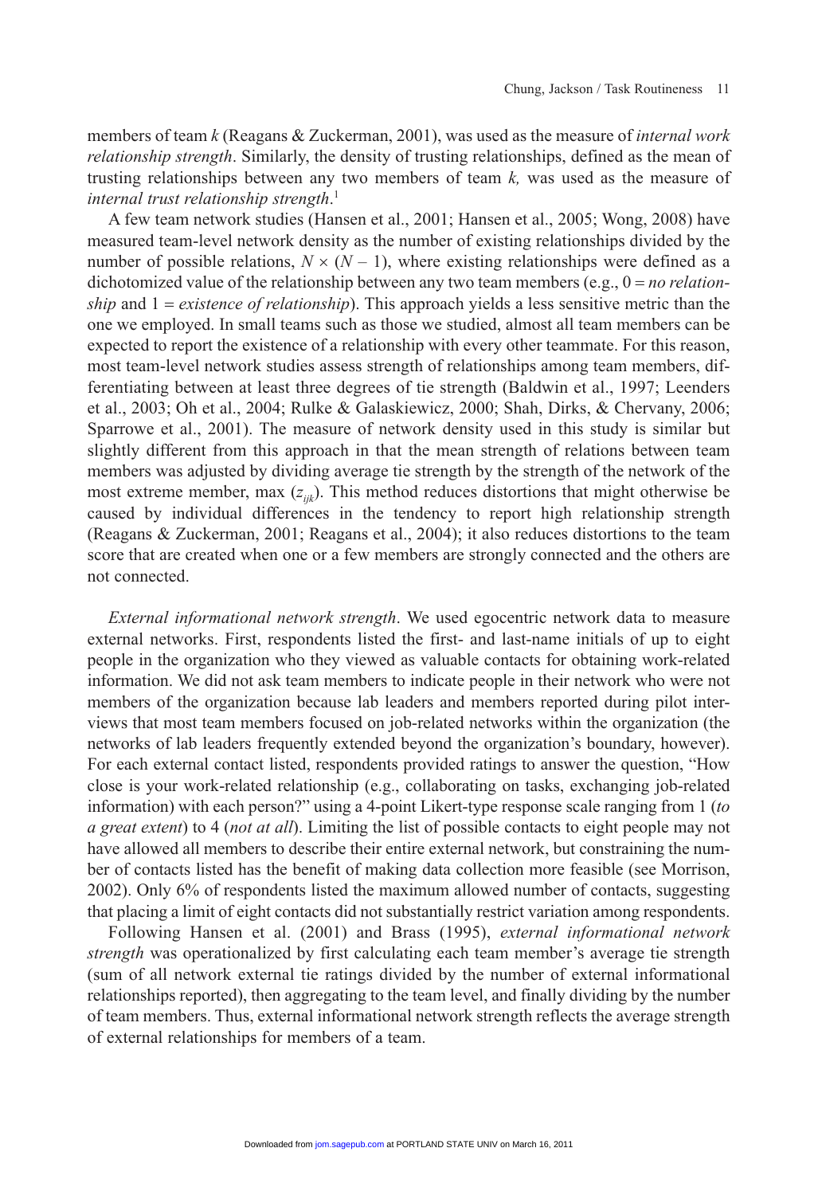members of team $k$ (Reagans & Zuckerman, 2001), was used as the measure of *internal work relationship strength*. Similarly, the density of trusting relationships, defined as the mean of trusting relationships between any two members of team $k$, was used as the measure of *internal trust relationship strength*.[1]

A few team network studies (Hansen et al., 2001; Hansen et al., 2005; Wong, 2008) have measured team-level network density as the number of existing relationships divided by the number of possible relations, $N \times (N - 1)$, where existing relationships were defined as a dichotomized value of the relationship between any two team members (e.g., 0 = *no relationship* and 1 = *existence of relationship*). This approach yields a less sensitive metric than the one we employed. In small teams such as those we studied, almost all team members can be expected to report the existence of a relationship with every other teammate. For this reason, most team-level network studies assess strength of relationships among team members, differentiating between at least three degrees of tie strength (Baldwin et al., 1997; Leenders et al., 2003; Oh et al., 2004; Rulke & Galaskiewicz, 2000; Shah, Dirks, & Chervany, 2006; Sparrowe et al., 2001). The measure of network density used in this study is similar but slightly different from this approach in that the mean strength of relations between team members was adjusted by dividing average tie strength by the strength of the network of the most extreme member, max ($z_{ijk}$). This method reduces distortions that might otherwise be caused by individual differences in the tendency to report high relationship strength (Reagans & Zuckerman, 2001; Reagans et al., 2004); it also reduces distortions to the team score that are created when one or a few members are strongly connected and the others are not connected.

*External informational network strength*. We used egocentric network data to measure external networks. First, respondents listed the first- and last-name initials of up to eight people in the organization who they viewed as valuable contacts for obtaining work-related information. We did not ask team members to indicate people in their network who were not members of the organization because lab leaders and members reported during pilot interviews that most team members focused on job-related networks within the organization (the networks of lab leaders frequently extended beyond the organization's boundary, however). For each external contact listed, respondents provided ratings to answer the question, "How close is your work-related relationship (e.g., collaborating on tasks, exchanging job-related information) with each person?" using a 4-point Likert-type response scale ranging from 1 (*to a great extent*) to 4 (*not at all*). Limiting the list of possible contacts to eight people may not have allowed all members to describe their entire external network, but constraining the number of contacts listed has the benefit of making data collection more feasible (see Morrison, 2002). Only 6% of respondents listed the maximum allowed number of contacts, suggesting that placing a limit of eight contacts did not substantially restrict variation among respondents.

Following Hansen et al. (2001) and Brass (1995), *external informational network strength* was operationalized by first calculating each team member's average tie strength (sum of all network external tie ratings divided by the number of external informational relationships reported), then aggregating to the team level, and finally dividing by the number of team members. Thus, external informational network strength reflects the average strength of external relationships for members of a team.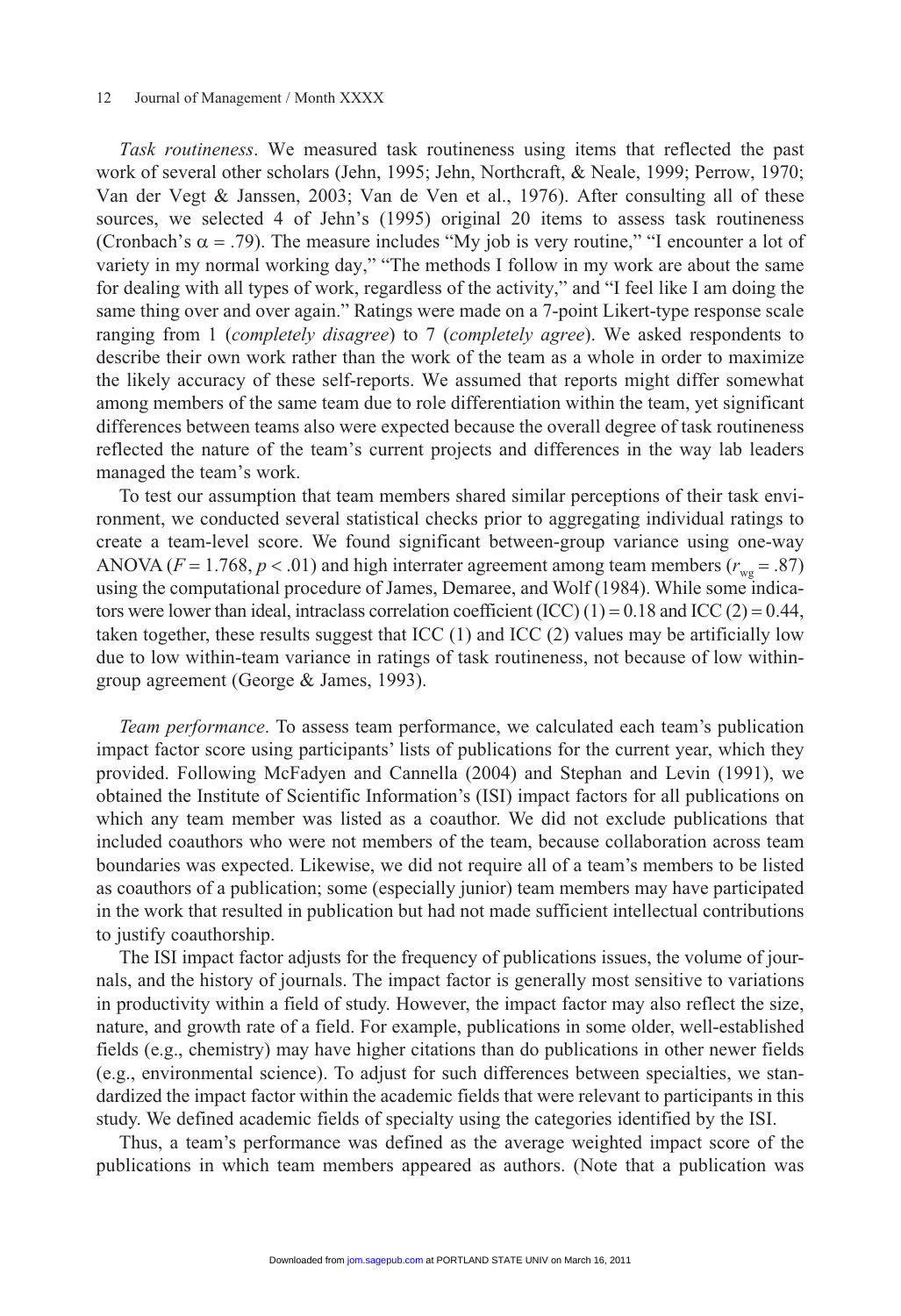*Task routineness*. We measured task routineness using items that reflected the past work of several other scholars (Jehn, 1995; Jehn, Northcraft, & Neale, 1999; Perrow, 1970; Van der Vegt & Janssen, 2003; Van de Ven et al., 1976). After consulting all of these sources, we selected 4 of Jehn's (1995) original 20 items to assess task routineness (Cronbach's $\alpha = .79$). The measure includes "My job is very routine," "I encounter a lot of variety in my normal working day," "The methods I follow in my work are about the same for dealing with all types of work, regardless of the activity," and "I feel like I am doing the same thing over and over again." Ratings were made on a 7-point Likert-type response scale ranging from 1 (*completely disagree*) to 7 (*completely agree*). We asked respondents to describe their own work rather than the work of the team as a whole in order to maximize the likely accuracy of these self-reports. We assumed that reports might differ somewhat among members of the same team due to role differentiation within the team, yet significant differences between teams also were expected because the overall degree of task routineness reflected the nature of the team's current projects and differences in the way lab leaders managed the team's work.

To test our assumption that team members shared similar perceptions of their task environment, we conducted several statistical checks prior to aggregating individual ratings to create a team-level score. We found significant between-group variance using one-way ANOVA ($F = 1.768$, $p < .01$) and high interrater agreement among team members ($r_{wg} = .87$) using the computational procedure of James, Demaree, and Wolf (1984). While some indicators were lower than ideal, intraclass correlation coefficient (ICC) (1) = 0.18 and ICC (2) = 0.44, taken together, these results suggest that ICC (1) and ICC (2) values may be artificially low due to low within-team variance in ratings of task routineness, not because of low within-group agreement (George & James, 1993).

*Team performance*. To assess team performance, we calculated each team's publication impact factor score using participants' lists of publications for the current year, which they provided. Following McFadyen and Cannella (2004) and Stephan and Levin (1991), we obtained the Institute of Scientific Information's (ISI) impact factors for all publications on which any team member was listed as a coauthor. We did not exclude publications that included coauthors who were not members of the team, because collaboration across team boundaries was expected. Likewise, we did not require all of a team's members to be listed as coauthors of a publication; some (especially junior) team members may have participated in the work that resulted in publication but had not made sufficient intellectual contributions to justify coauthorship.

The ISI impact factor adjusts for the frequency of publications issues, the volume of journals, and the history of journals. The impact factor is generally most sensitive to variations in productivity within a field of study. However, the impact factor may also reflect the size, nature, and growth rate of a field. For example, publications in some older, well-established fields (e.g., chemistry) may have higher citations than do publications in other newer fields (e.g., environmental science). To adjust for such differences between specialties, we standardized the impact factor within the academic fields that were relevant to participants in this study. We defined academic fields of specialty using the categories identified by the ISI.

Thus, a team's performance was defined as the average weighted impact score of the publications in which team members appeared as authors. (Note that a publication was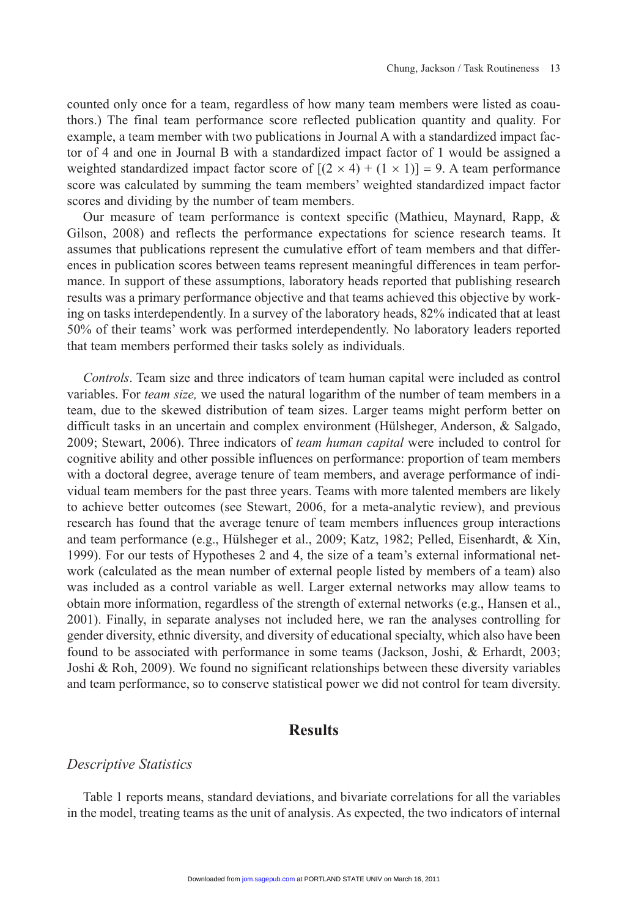counted only once for a team, regardless of how many team members were listed as coauthors.) The final team performance score reflected publication quantity and quality. For example, a team member with two publications in Journal A with a standardized impact factor of 4 and one in Journal B with a standardized impact factor of 1 would be assigned a weighted standardized impact factor score of $[(2 \times 4) + (1 \times 1)] = 9$. A team performance score was calculated by summing the team members' weighted standardized impact factor scores and dividing by the number of team members.

Our measure of team performance is context specific (Mathieu, Maynard, Rapp, & Gilson, 2008) and reflects the performance expectations for science research teams. It assumes that publications represent the cumulative effort of team members and that differences in publication scores between teams represent meaningful differences in team performance. In support of these assumptions, laboratory heads reported that publishing research results was a primary performance objective and that teams achieved this objective by working on tasks interdependently. In a survey of the laboratory heads, 82% indicated that at least 50% of their teams' work was performed interdependently. No laboratory leaders reported that team members performed their tasks solely as individuals.

*Controls*. Team size and three indicators of team human capital were included as control variables. For *team size,* we used the natural logarithm of the number of team members in a team, due to the skewed distribution of team sizes. Larger teams might perform better on difficult tasks in an uncertain and complex environment (Hülsheger, Anderson, & Salgado, 2009; Stewart, 2006). Three indicators of *team human capital* were included to control for cognitive ability and other possible influences on performance: proportion of team members with a doctoral degree, average tenure of team members, and average performance of individual team members for the past three years. Teams with more talented members are likely to achieve better outcomes (see Stewart, 2006, for a meta-analytic review), and previous research has found that the average tenure of team members influences group interactions and team performance (e.g., Hülsheger et al., 2009; Katz, 1982; Pelled, Eisenhardt, & Xin, 1999). For our tests of Hypotheses 2 and 4, the size of a team's external informational network (calculated as the mean number of external people listed by members of a team) also was included as a control variable as well. Larger external networks may allow teams to obtain more information, regardless of the strength of external networks (e.g., Hansen et al., 2001). Finally, in separate analyses not included here, we ran the analyses controlling for gender diversity, ethnic diversity, and diversity of educational specialty, which also have been found to be associated with performance in some teams (Jackson, Joshi, & Erhardt, 2003; Joshi & Roh, 2009). We found no significant relationships between these diversity variables and team performance, so to conserve statistical power we did not control for team diversity.

## Results

### *Descriptive Statistics*

Table 1 reports means, standard deviations, and bivariate correlations for all the variables in the model, treating teams as the unit of analysis. As expected, the two indicators of internal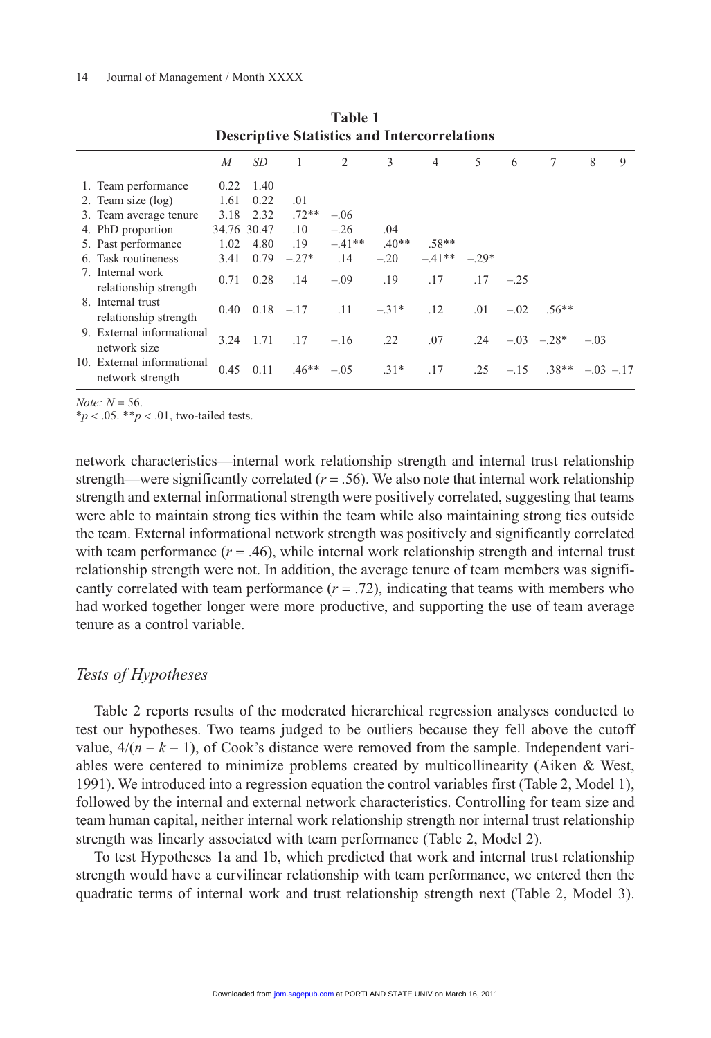**Table 1**
**Descriptive Statistics and Intercorrelations**

| | *M* | *SD* | 1 | 2 | 3 | 4 | 5 | 6 | 7 | 8 | 9 |
|---|---|---|---|---|---|---|---|---|---|---|---|
| 1. Team performance | 0.22 | 1.40 | | | | | | | | | |
| 2. Team size (log) | 1.61 | 0.22 | .01 | | | | | | | | |
| 3. Team average tenure | 3.18 | 2.32 | .72** | −.06 | | | | | | | |
| 4. PhD proportion | 34.76 | 30.47 | .10 | −.26 | .04 | | | | | | |
| 5. Past performance | 1.02 | 4.80 | .19 | −.41** | .40** | .58** | | | | | |
| 6. Task routineness | 3.41 | 0.79 | −.27* | .14 | −.20 | −.41** | −.29* | | | | |
| 7. Internal work relationship strength | 0.71 | 0.28 | .14 | −.09 | .19 | .17 | .17 | −.25 | | | |
| 8. Internal trust relationship strength | 0.40 | 0.18 | −.17 | .11 | −.31* | .12 | .01 | −.02 | .56** | | |
| 9. External informational network size | 3.24 | 1.71 | .17 | −.16 | .22 | .07 | .24 | −.03 | −.28* | −.03 | |
| 10. External informational network strength | 0.45 | 0.11 | .46** | −.05 | .31* | .17 | .25 | −.15 | .38** | −.03 | −.17 |

*Note:* $N = 56$.
$^*p < .05$. $^{**}p < .01$, two-tailed tests.

network characteristics—internal work relationship strength and internal trust relationship strength—were significantly correlated ($r = .56$). We also note that internal work relationship strength and external informational strength were positively correlated, suggesting that teams were able to maintain strong ties within the team while also maintaining strong ties outside the team. External informational network strength was positively and significantly correlated with team performance ($r = .46$), while internal work relationship strength and internal trust relationship strength were not. In addition, the average tenure of team members was significantly correlated with team performance ($r = .72$), indicating that teams with members who had worked together longer were more productive, and supporting the use of team average tenure as a control variable.

## *Tests of Hypotheses*

Table 2 reports results of the moderated hierarchical regression analyses conducted to test our hypotheses. Two teams judged to be outliers because they fell above the cutoff value, $4/(n - k - 1)$, of Cook's distance were removed from the sample. Independent variables were centered to minimize problems created by multicollinearity (Aiken & West, 1991). We introduced into a regression equation the control variables first (Table 2, Model 1), followed by the internal and external network characteristics. Controlling for team size and team human capital, neither internal work relationship strength nor internal trust relationship strength was linearly associated with team performance (Table 2, Model 2).

To test Hypotheses 1a and 1b, which predicted that work and internal trust relationship strength would have a curvilinear relationship with team performance, we entered then the quadratic terms of internal work and trust relationship strength next (Table 2, Model 3).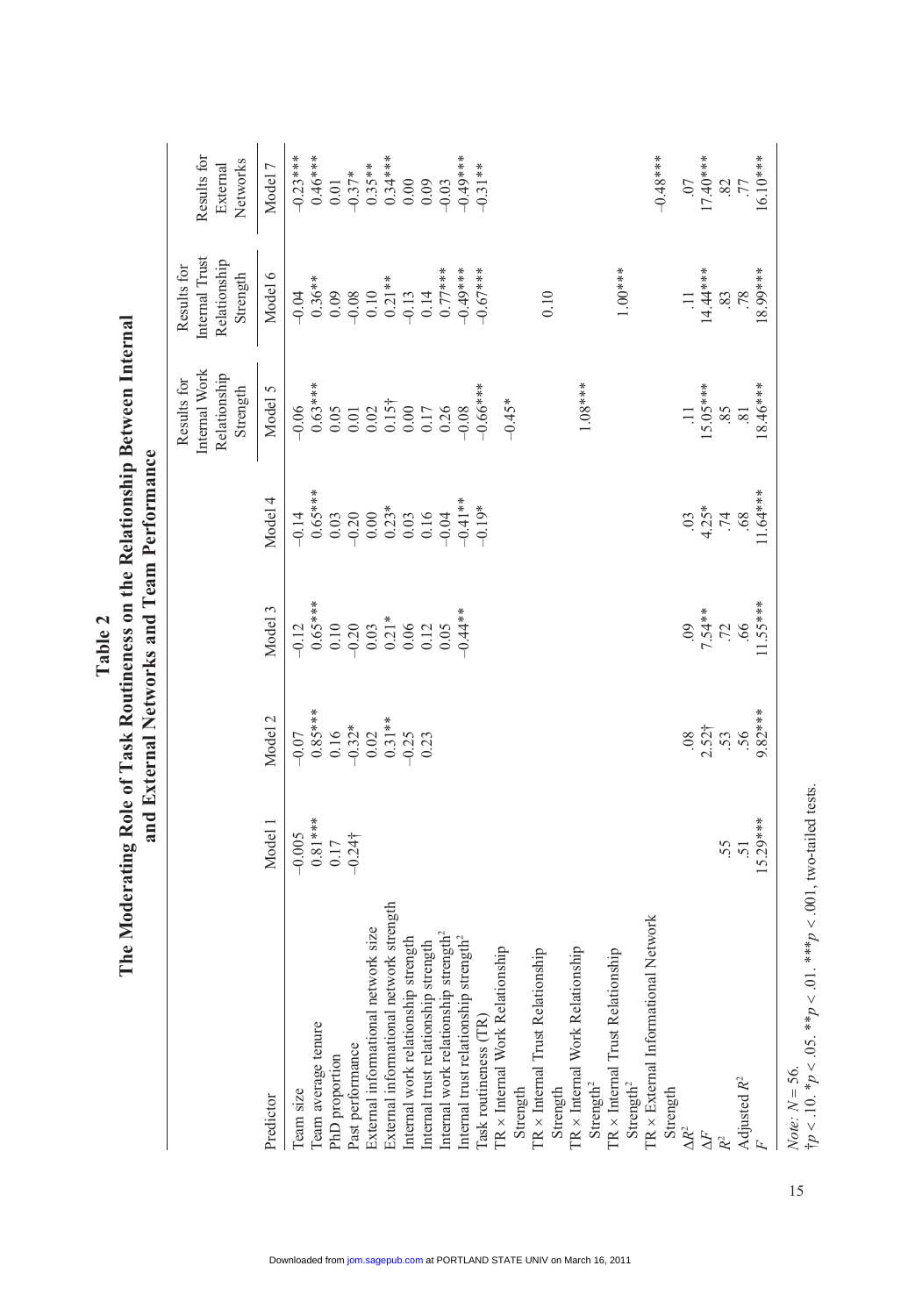**Table 2**
**The Moderating Role of Task Routineness on the Relationship Between Internal and External Networks and Team Performance**

| Predictor | Model 1 | Model 2 | Model 3 | Model 4 | Results for Internal Work Relationship Strength Model 5 | Results for Internal Trust Relationship Strength Model 6 | Results for External Networks Model 7 |
|---|---|---|---|---|---|---|---|
| Team size | –0.005 | –0.07 | –0.12 | –0.14 | –0.06 | –0.04 | –0.23*** |
| Team average tenure | 0.81*** | 0.85*** | 0.65*** | 0.65*** | 0.63*** | 0.36** | 0.46*** |
| PhD proportion | 0.17 | 0.16 | 0.10 | 0.03 | 0.05 | 0.09 | 0.01 |
| Past performance | –0.24† | –0.32* | –0.20 | –0.20 | 0.01 | –0.08 | –0.37* |
| External informational network size | | 0.02 | 0.03 | 0.00 | 0.02 | 0.10 | 0.35** |
| External informational network strength | | 0.31** | 0.21* | 0.23* | 0.15† | 0.21** | 0.34*** |
| Internal work relationship strength | | –0.25 | 0.06 | 0.03 | 0.00 | –0.13 | 0.00 |
| Internal trust relationship strength | | 0.23 | 0.12 | 0.16 | 0.17 | 0.14 | 0.09 |
| Internal work relationship strength² | | | 0.05 | –0.04 | 0.26 | 0.77*** | –0.03 |
| Internal trust relationship strength² | | | –0.44** | –0.41** | –0.08 | –0.49*** | –0.49*** |
| Task routineness (TR) | | | | –0.19* | –0.66*** | –0.67*** | –0.31** |
| TR × Internal Work Relationship Strength | | | | | –0.45* | | |
| TR × Internal Trust Relationship Strength | | | | | | 0.10 | |
| TR × Internal Work Relationship Strength² | | | | | 1.08*** | | |
| TR × Internal Trust Relationship Strength² | | | | | | 1.00*** | |
| TR × External Informational Network Strength | | | | | | | –0.48*** |
| $\Delta R^2$ | | .08 | .09 | .03 | .11 | .11 | .07 |
| $\Delta F$ | | 2.52† | 7.54** | 4.25* | 15.05*** | 14.44*** | 17.40*** |
| $R^2$ | .55 | .53 | .72 | .74 | .85 | .83 | .82 |
| Adjusted $R^2$ | .51 | .56 | .66 | .68 | .81 | .78 | .77 |
| $F$ | 15.29*** | 9.82*** | 11.55*** | 11.64*** | 18.46*** | 18.99*** | 16.10*** |

*Note: N* = 56.
†$p$ < .10. *$p$ < .05. **$p$ < .01. ***$p$ < .001, two-tailed tests.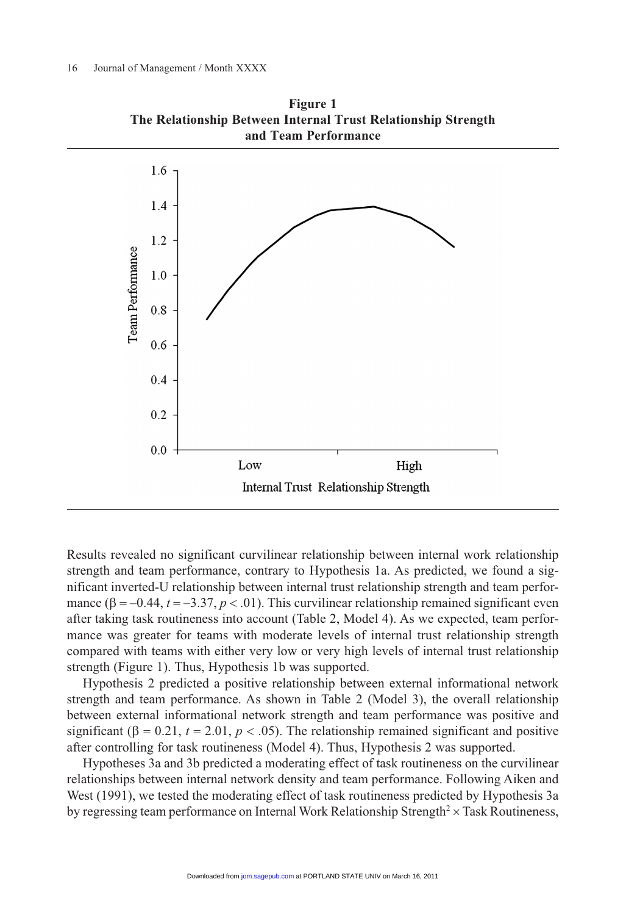**Figure 1**
**The Relationship Between Internal Trust Relationship Strength and Team Performance**

Results revealed no significant curvilinear relationship between internal work relationship strength and team performance, contrary to Hypothesis 1a. As predicted, we found a significant inverted-U relationship between internal trust relationship strength and team performance ($\beta = -0.44$, $t = -3.37$, $p < .01$). This curvilinear relationship remained significant even after taking task routineness into account (Table 2, Model 4). As we expected, team performance was greater for teams with moderate levels of internal trust relationship strength compared with teams with either very low or very high levels of internal trust relationship strength (Figure 1). Thus, Hypothesis 1b was supported.

Hypothesis 2 predicted a positive relationship between external informational network strength and team performance. As shown in Table 2 (Model 3), the overall relationship between external informational network strength and team performance was positive and significant ($\beta = 0.21$, $t = 2.01$, $p < .05$). The relationship remained significant and positive after controlling for task routineness (Model 4). Thus, Hypothesis 2 was supported.

Hypotheses 3a and 3b predicted a moderating effect of task routineness on the curvilinear relationships between internal network density and team performance. Following Aiken and West (1991), we tested the moderating effect of task routineness predicted by Hypothesis 3a by regressing team performance on Internal Work Relationship Strength$^2$ × Task Routineness,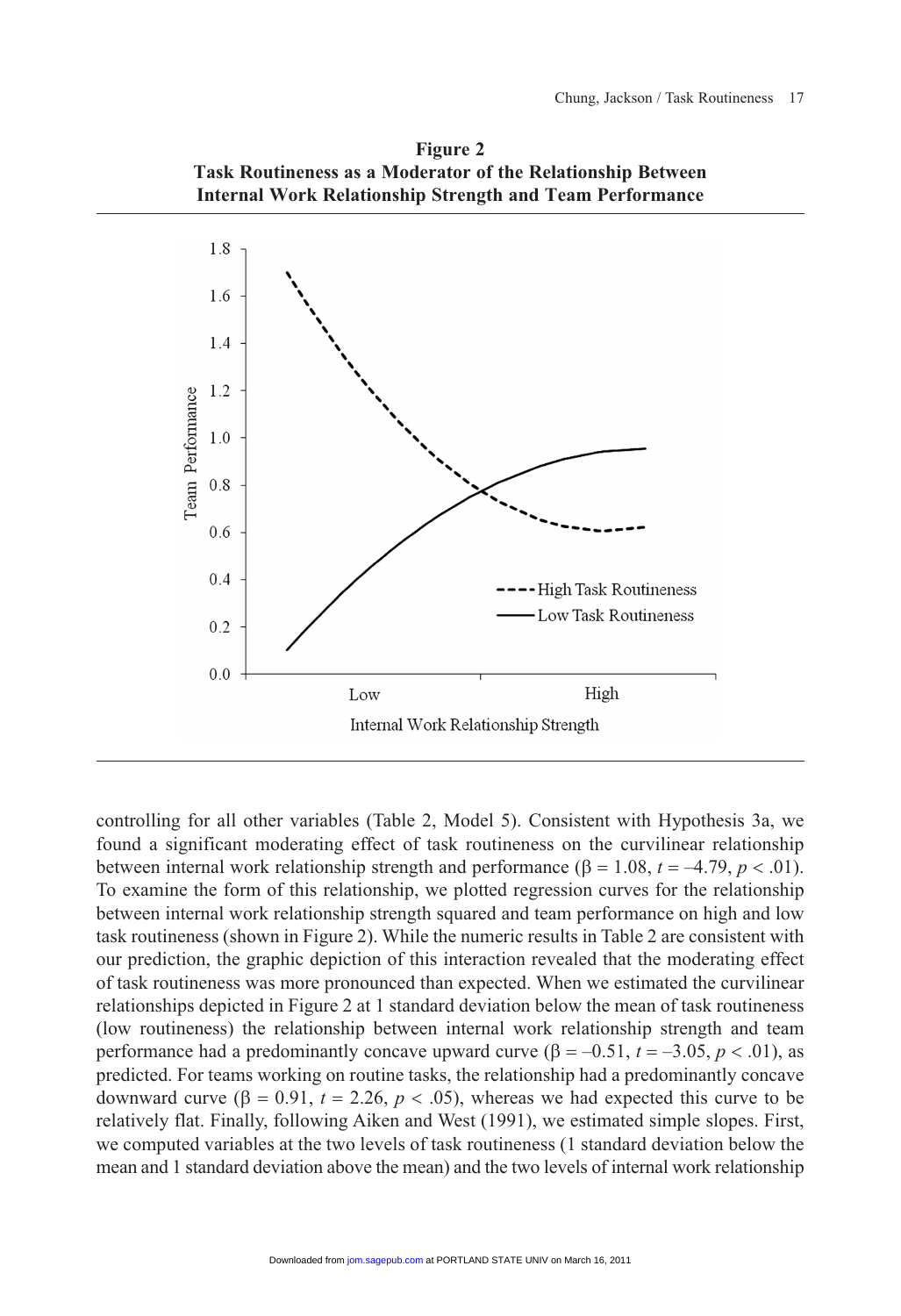**Figure 2**
**Task Routineness as a Moderator of the Relationship Between Internal Work Relationship Strength and Team Performance**

controlling for all other variables (Table 2, Model 5). Consistent with Hypothesis 3a, we found a significant moderating effect of task routineness on the curvilinear relationship between internal work relationship strength and performance ($\beta = 1.08$, $t = -4.79$, $p < .01$). To examine the form of this relationship, we plotted regression curves for the relationship between internal work relationship strength squared and team performance on high and low task routineness (shown in Figure 2). While the numeric results in Table 2 are consistent with our prediction, the graphic depiction of this interaction revealed that the moderating effect of task routineness was more pronounced than expected. When we estimated the curvilinear relationships depicted in Figure 2 at 1 standard deviation below the mean of task routineness (low routineness) the relationship between internal work relationship strength and team performance had a predominantly concave upward curve ($\beta = -0.51$, $t = -3.05$, $p < .01$), as predicted. For teams working on routine tasks, the relationship had a predominantly concave downward curve ($\beta = 0.91$, $t = 2.26$, $p < .05$), whereas we had expected this curve to be relatively flat. Finally, following Aiken and West (1991), we estimated simple slopes. First, we computed variables at the two levels of task routineness (1 standard deviation below the mean and 1 standard deviation above the mean) and the two levels of internal work relationship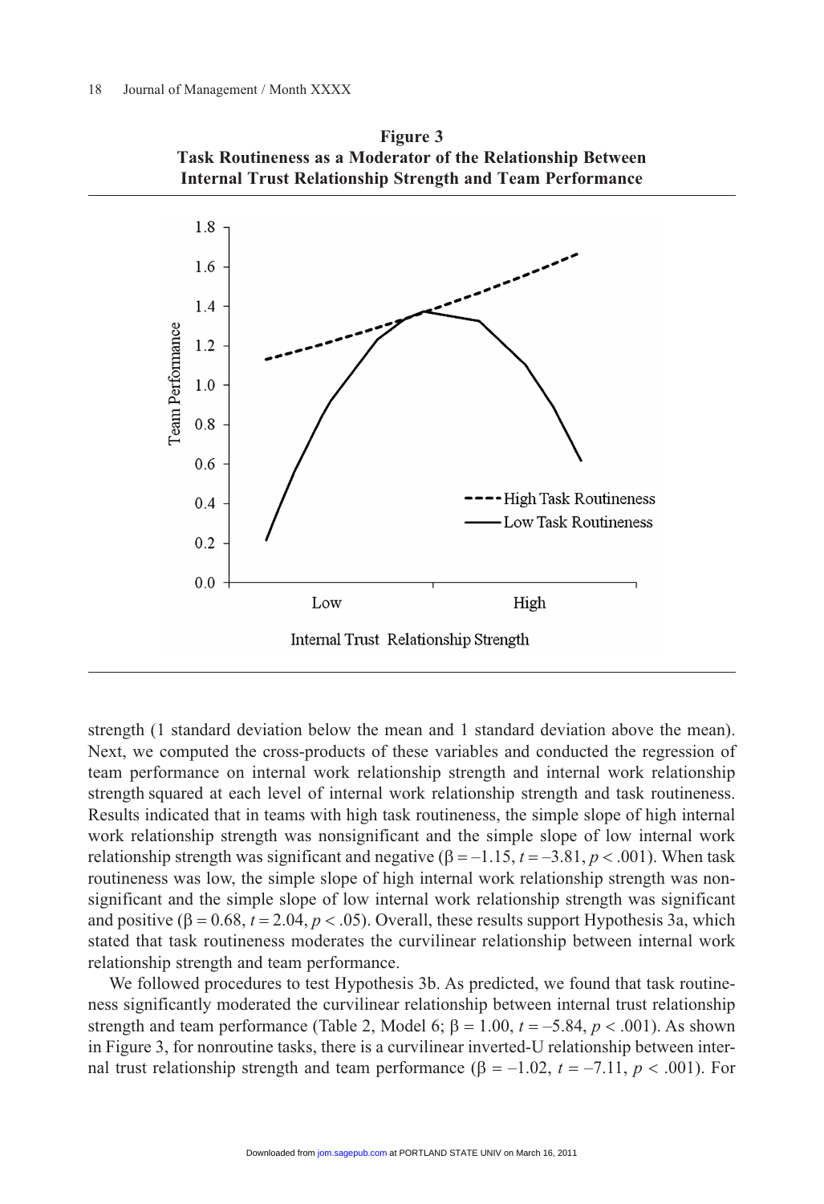**Figure 3**
**Task Routineness as a Moderator of the Relationship Between Internal Trust Relationship Strength and Team Performance**

strength (1 standard deviation below the mean and 1 standard deviation above the mean). Next, we computed the cross-products of these variables and conducted the regression of team performance on internal work relationship strength and internal work relationship strength squared at each level of internal work relationship strength and task routineness. Results indicated that in teams with high task routineness, the simple slope of high internal work relationship strength was nonsignificant and the simple slope of low internal work relationship strength was significant and negative ($\beta = -1.15$, $t = -3.81$, $p < .001$). When task routineness was low, the simple slope of high internal work relationship strength was nonsignificant and the simple slope of low internal work relationship strength was significant and positive ($\beta = 0.68$, $t = 2.04$, $p < .05$). Overall, these results support Hypothesis 3a, which stated that task routineness moderates the curvilinear relationship between internal work relationship strength and team performance.

We followed procedures to test Hypothesis 3b. As predicted, we found that task routineness significantly moderated the curvilinear relationship between internal trust relationship strength and team performance (Table 2, Model 6; $\beta = 1.00$, $t = -5.84$, $p < .001$). As shown in Figure 3, for nonroutine tasks, there is a curvilinear inverted-U relationship between internal trust relationship strength and team performance ($\beta = -1.02$, $t = -7.11$, $p < .001$). For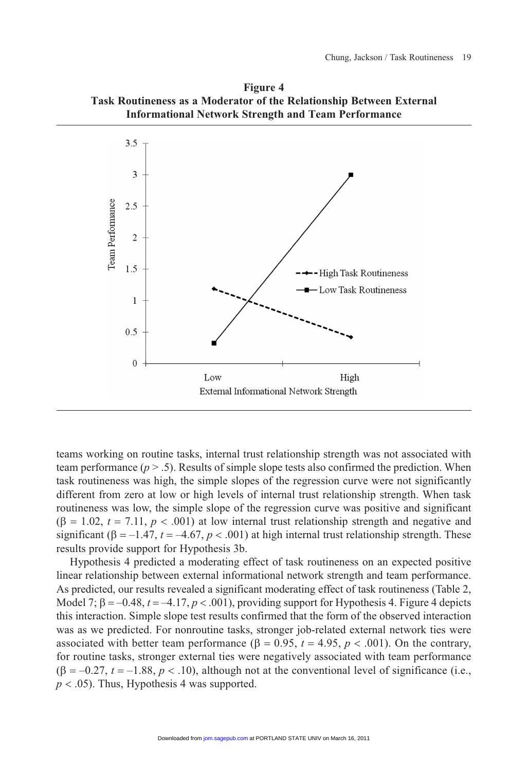**Figure 4**
**Task Routineness as a Moderator of the Relationship Between External Informational Network Strength and Team Performance**

teams working on routine tasks, internal trust relationship strength was not associated with team performance ($p > .5$). Results of simple slope tests also confirmed the prediction. When task routineness was high, the simple slopes of the regression curve were not significantly different from zero at low or high levels of internal trust relationship strength. When task routineness was low, the simple slope of the regression curve was positive and significant ($\beta = 1.02$, $t = 7.11$, $p < .001$) at low internal trust relationship strength and negative and significant ($\beta = -1.47$, $t = -4.67$, $p < .001$) at high internal trust relationship strength. These results provide support for Hypothesis 3b.

Hypothesis 4 predicted a moderating effect of task routineness on an expected positive linear relationship between external informational network strength and team performance. As predicted, our results revealed a significant moderating effect of task routineness (Table 2, Model 7; $\beta = -0.48$, $t = -4.17$, $p < .001$), providing support for Hypothesis 4. Figure 4 depicts this interaction. Simple slope test results confirmed that the form of the observed interaction was as we predicted. For nonroutine tasks, stronger job-related external network ties were associated with better team performance ($\beta = 0.95$, $t = 4.95$, $p < .001$). On the contrary, for routine tasks, stronger external ties were negatively associated with team performance ($\beta = -0.27$, $t = -1.88$, $p < .10$), although not at the conventional level of significance (i.e., $p < .05$). Thus, Hypothesis 4 was supported.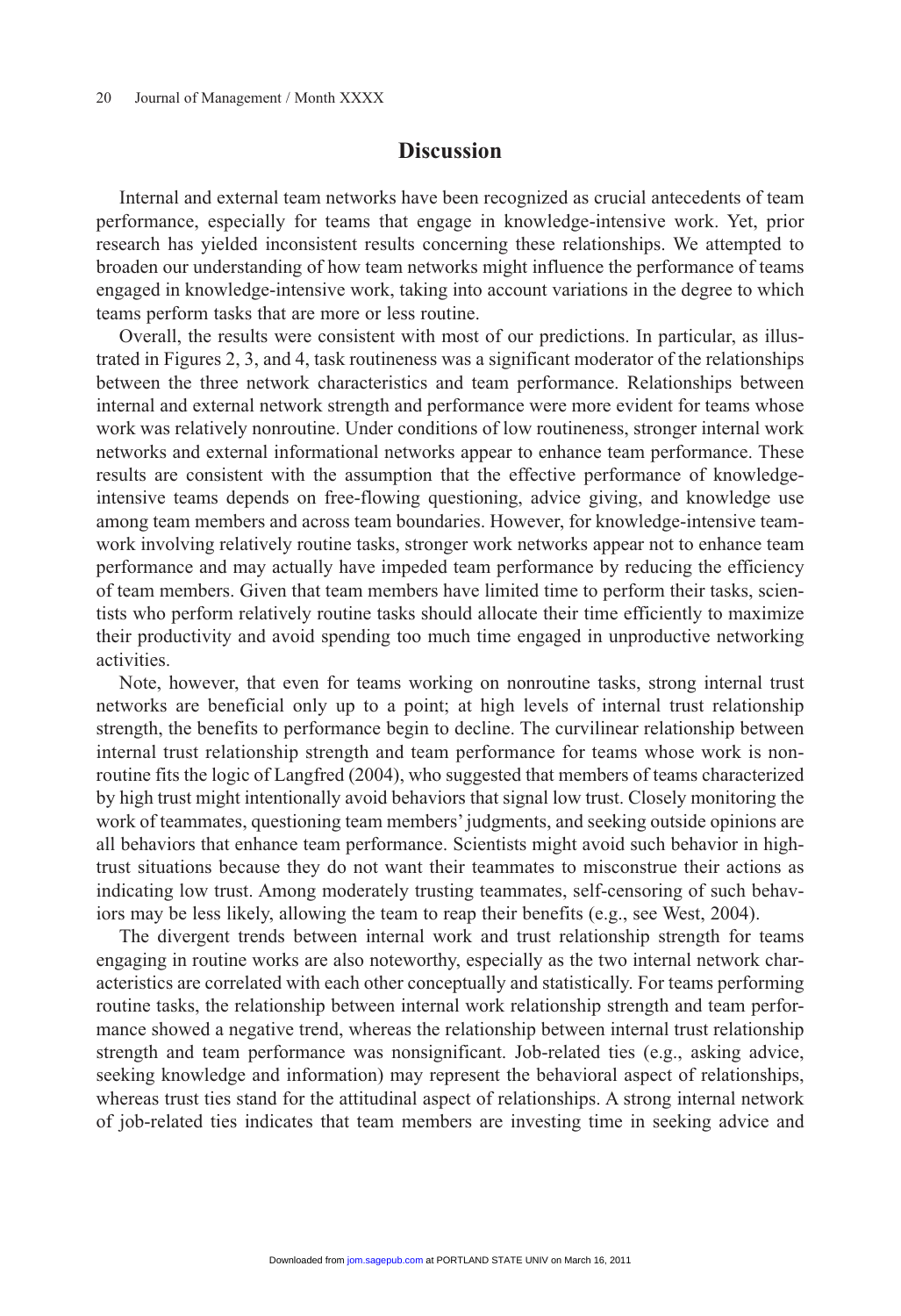## Discussion

Internal and external team networks have been recognized as crucial antecedents of team performance, especially for teams that engage in knowledge-intensive work. Yet, prior research has yielded inconsistent results concerning these relationships. We attempted to broaden our understanding of how team networks might influence the performance of teams engaged in knowledge-intensive work, taking into account variations in the degree to which teams perform tasks that are more or less routine.

Overall, the results were consistent with most of our predictions. In particular, as illustrated in Figures 2, 3, and 4, task routineness was a significant moderator of the relationships between the three network characteristics and team performance. Relationships between internal and external network strength and performance were more evident for teams whose work was relatively nonroutine. Under conditions of low routineness, stronger internal work networks and external informational networks appear to enhance team performance. These results are consistent with the assumption that the effective performance of knowledge-intensive teams depends on free-flowing questioning, advice giving, and knowledge use among team members and across team boundaries. However, for knowledge-intensive teamwork involving relatively routine tasks, stronger work networks appear not to enhance team performance and may actually have impeded team performance by reducing the efficiency of team members. Given that team members have limited time to perform their tasks, scientists who perform relatively routine tasks should allocate their time efficiently to maximize their productivity and avoid spending too much time engaged in unproductive networking activities.

Note, however, that even for teams working on nonroutine tasks, strong internal trust networks are beneficial only up to a point; at high levels of internal trust relationship strength, the benefits to performance begin to decline. The curvilinear relationship between internal trust relationship strength and team performance for teams whose work is nonroutine fits the logic of Langfred (2004), who suggested that members of teams characterized by high trust might intentionally avoid behaviors that signal low trust. Closely monitoring the work of teammates, questioning team members' judgments, and seeking outside opinions are all behaviors that enhance team performance. Scientists might avoid such behavior in high-trust situations because they do not want their teammates to misconstrue their actions as indicating low trust. Among moderately trusting teammates, self-censoring of such behaviors may be less likely, allowing the team to reap their benefits (e.g., see West, 2004).

The divergent trends between internal work and trust relationship strength for teams engaging in routine works are also noteworthy, especially as the two internal network characteristics are correlated with each other conceptually and statistically. For teams performing routine tasks, the relationship between internal work relationship strength and team performance showed a negative trend, whereas the relationship between internal trust relationship strength and team performance was nonsignificant. Job-related ties (e.g., asking advice, seeking knowledge and information) may represent the behavioral aspect of relationships, whereas trust ties stand for the attitudinal aspect of relationships. A strong internal network of job-related ties indicates that team members are investing time in seeking advice and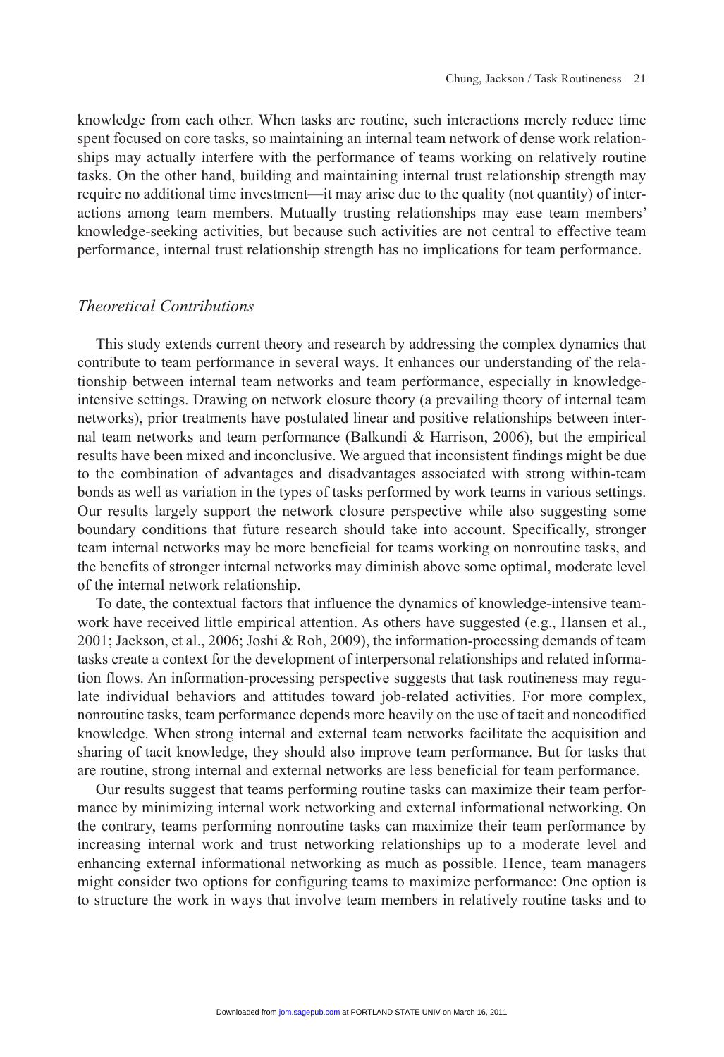knowledge from each other. When tasks are routine, such interactions merely reduce time spent focused on core tasks, so maintaining an internal team network of dense work relationships may actually interfere with the performance of teams working on relatively routine tasks. On the other hand, building and maintaining internal trust relationship strength may require no additional time investment—it may arise due to the quality (not quantity) of interactions among team members. Mutually trusting relationships may ease team members' knowledge-seeking activities, but because such activities are not central to effective team performance, internal trust relationship strength has no implications for team performance.

### *Theoretical Contributions*

This study extends current theory and research by addressing the complex dynamics that contribute to team performance in several ways. It enhances our understanding of the relationship between internal team networks and team performance, especially in knowledge-intensive settings. Drawing on network closure theory (a prevailing theory of internal team networks), prior treatments have postulated linear and positive relationships between internal team networks and team performance (Balkundi & Harrison, 2006), but the empirical results have been mixed and inconclusive. We argued that inconsistent findings might be due to the combination of advantages and disadvantages associated with strong within-team bonds as well as variation in the types of tasks performed by work teams in various settings. Our results largely support the network closure perspective while also suggesting some boundary conditions that future research should take into account. Specifically, stronger team internal networks may be more beneficial for teams working on nonroutine tasks, and the benefits of stronger internal networks may diminish above some optimal, moderate level of the internal network relationship.

To date, the contextual factors that influence the dynamics of knowledge-intensive teamwork have received little empirical attention. As others have suggested (e.g., Hansen et al., 2001; Jackson, et al., 2006; Joshi & Roh, 2009), the information-processing demands of team tasks create a context for the development of interpersonal relationships and related information flows. An information-processing perspective suggests that task routineness may regulate individual behaviors and attitudes toward job-related activities. For more complex, nonroutine tasks, team performance depends more heavily on the use of tacit and noncodified knowledge. When strong internal and external team networks facilitate the acquisition and sharing of tacit knowledge, they should also improve team performance. But for tasks that are routine, strong internal and external networks are less beneficial for team performance.

Our results suggest that teams performing routine tasks can maximize their team performance by minimizing internal work networking and external informational networking. On the contrary, teams performing nonroutine tasks can maximize their team performance by increasing internal work and trust networking relationships up to a moderate level and enhancing external informational networking as much as possible. Hence, team managers might consider two options for configuring teams to maximize performance: One option is to structure the work in ways that involve team members in relatively routine tasks and to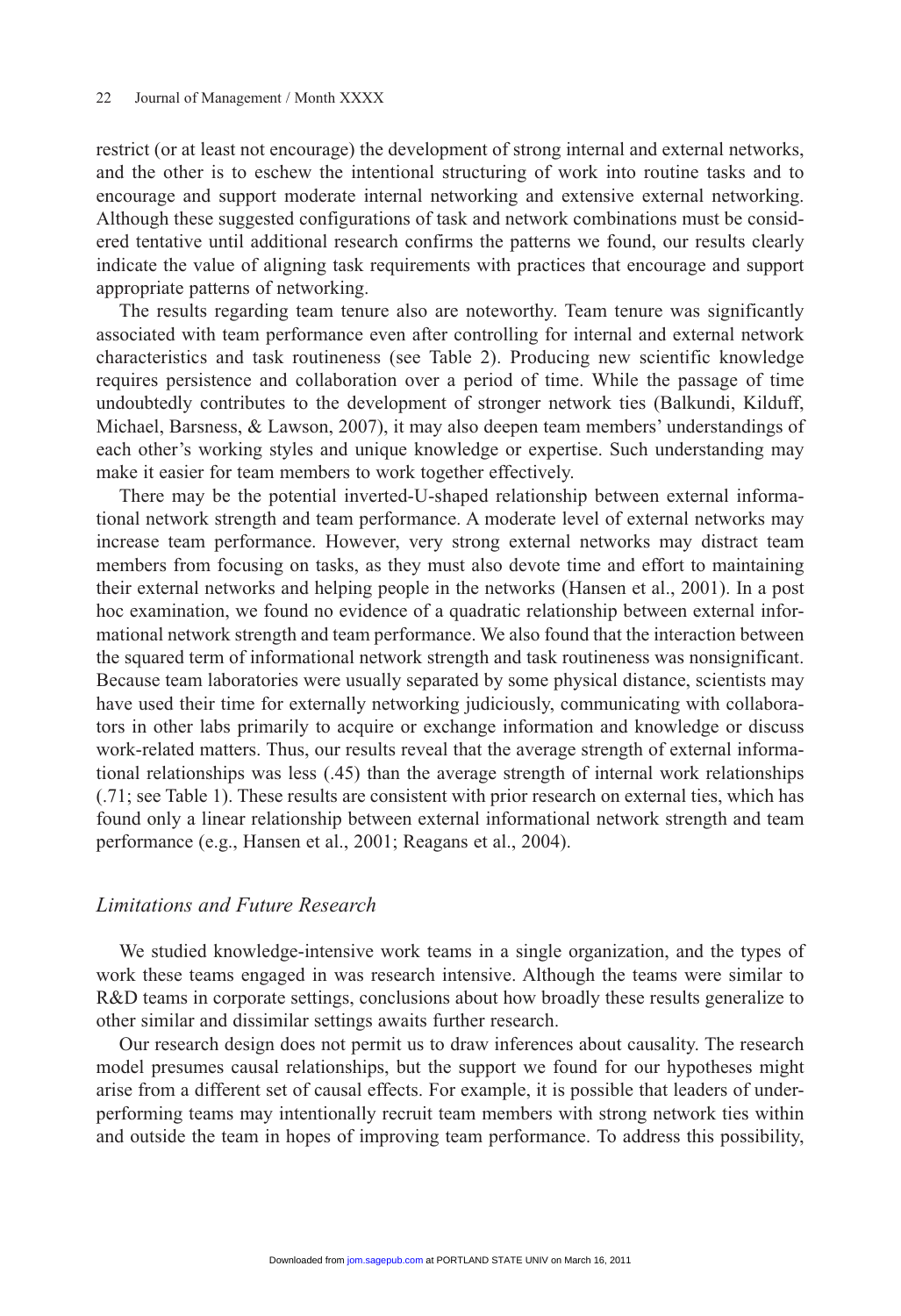restrict (or at least not encourage) the development of strong internal and external networks, and the other is to eschew the intentional structuring of work into routine tasks and to encourage and support moderate internal networking and extensive external networking. Although these suggested configurations of task and network combinations must be considered tentative until additional research confirms the patterns we found, our results clearly indicate the value of aligning task requirements with practices that encourage and support appropriate patterns of networking.

The results regarding team tenure also are noteworthy. Team tenure was significantly associated with team performance even after controlling for internal and external network characteristics and task routineness (see Table 2). Producing new scientific knowledge requires persistence and collaboration over a period of time. While the passage of time undoubtedly contributes to the development of stronger network ties (Balkundi, Kilduff, Michael, Barsness, & Lawson, 2007), it may also deepen team members' understandings of each other's working styles and unique knowledge or expertise. Such understanding may make it easier for team members to work together effectively.

There may be the potential inverted-U-shaped relationship between external informational network strength and team performance. A moderate level of external networks may increase team performance. However, very strong external networks may distract team members from focusing on tasks, as they must also devote time and effort to maintaining their external networks and helping people in the networks (Hansen et al., 2001). In a post hoc examination, we found no evidence of a quadratic relationship between external informational network strength and team performance. We also found that the interaction between the squared term of informational network strength and task routineness was nonsignificant. Because team laboratories were usually separated by some physical distance, scientists may have used their time for externally networking judiciously, communicating with collaborators in other labs primarily to acquire or exchange information and knowledge or discuss work-related matters. Thus, our results reveal that the average strength of external informational relationships was less (.45) than the average strength of internal work relationships (.71; see Table 1). These results are consistent with prior research on external ties, which has found only a linear relationship between external informational network strength and team performance (e.g., Hansen et al., 2001; Reagans et al., 2004).

## *Limitations and Future Research*

We studied knowledge-intensive work teams in a single organization, and the types of work these teams engaged in was research intensive. Although the teams were similar to R&D teams in corporate settings, conclusions about how broadly these results generalize to other similar and dissimilar settings awaits further research.

Our research design does not permit us to draw inferences about causality. The research model presumes causal relationships, but the support we found for our hypotheses might arise from a different set of causal effects. For example, it is possible that leaders of underperforming teams may intentionally recruit team members with strong network ties within and outside the team in hopes of improving team performance. To address this possibility,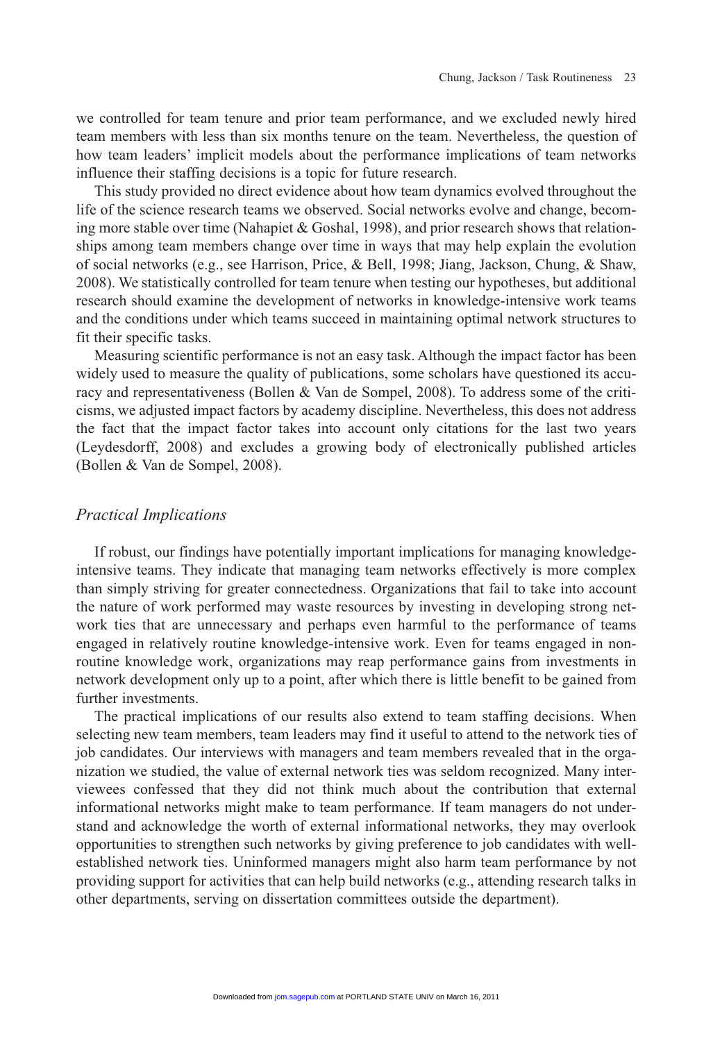we controlled for team tenure and prior team performance, and we excluded newly hired team members with less than six months tenure on the team. Nevertheless, the question of how team leaders' implicit models about the performance implications of team networks influence their staffing decisions is a topic for future research.

This study provided no direct evidence about how team dynamics evolved throughout the life of the science research teams we observed. Social networks evolve and change, becoming more stable over time (Nahapiet & Goshal, 1998), and prior research shows that relationships among team members change over time in ways that may help explain the evolution of social networks (e.g., see Harrison, Price, & Bell, 1998; Jiang, Jackson, Chung, & Shaw, 2008). We statistically controlled for team tenure when testing our hypotheses, but additional research should examine the development of networks in knowledge-intensive work teams and the conditions under which teams succeed in maintaining optimal network structures to fit their specific tasks.

Measuring scientific performance is not an easy task. Although the impact factor has been widely used to measure the quality of publications, some scholars have questioned its accuracy and representativeness (Bollen & Van de Sompel, 2008). To address some of the criticisms, we adjusted impact factors by academy discipline. Nevertheless, this does not address the fact that the impact factor takes into account only citations for the last two years (Leydesdorff, 2008) and excludes a growing body of electronically published articles (Bollen & Van de Sompel, 2008).

## *Practical Implications*

If robust, our findings have potentially important implications for managing knowledge-intensive teams. They indicate that managing team networks effectively is more complex than simply striving for greater connectedness. Organizations that fail to take into account the nature of work performed may waste resources by investing in developing strong network ties that are unnecessary and perhaps even harmful to the performance of teams engaged in relatively routine knowledge-intensive work. Even for teams engaged in non-routine knowledge work, organizations may reap performance gains from investments in network development only up to a point, after which there is little benefit to be gained from further investments.

The practical implications of our results also extend to team staffing decisions. When selecting new team members, team leaders may find it useful to attend to the network ties of job candidates. Our interviews with managers and team members revealed that in the organization we studied, the value of external network ties was seldom recognized. Many interviewees confessed that they did not think much about the contribution that external informational networks might make to team performance. If team managers do not understand and acknowledge the worth of external informational networks, they may overlook opportunities to strengthen such networks by giving preference to job candidates with well-established network ties. Uninformed managers might also harm team performance by not providing support for activities that can help build networks (e.g., attending research talks in other departments, serving on dissertation committees outside the department).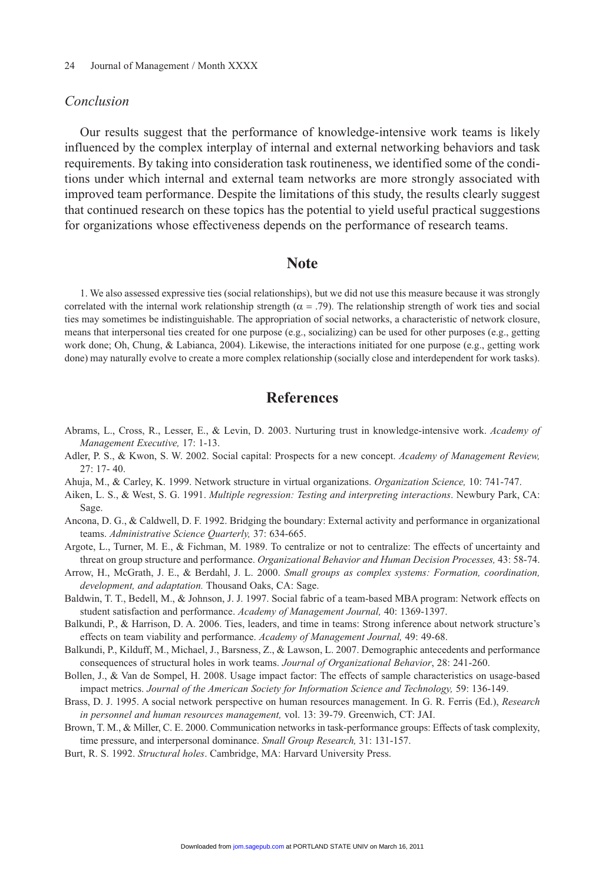## *Conclusion*

Our results suggest that the performance of knowledge-intensive work teams is likely influenced by the complex interplay of internal and external networking behaviors and task requirements. By taking into consideration task routineness, we identified some of the conditions under which internal and external team networks are more strongly associated with improved team performance. Despite the limitations of this study, the results clearly suggest that continued research on these topics has the potential to yield useful practical suggestions for organizations whose effectiveness depends on the performance of research teams.

# Note

1. We also assessed expressive ties (social relationships), but we did not use this measure because it was strongly correlated with the internal work relationship strength ($\alpha$ = .79). The relationship strength of work ties and social ties may sometimes be indistinguishable. The appropriation of social networks, a characteristic of network closure, means that interpersonal ties created for one purpose (e.g., socializing) can be used for other purposes (e.g., getting work done; Oh, Chung, & Labianca, 2004). Likewise, the interactions initiated for one purpose (e.g., getting work done) may naturally evolve to create a more complex relationship (socially close and interdependent for work tasks).

# References

Abrams, L., Cross, R., Lesser, E., & Levin, D. 2003. Nurturing trust in knowledge-intensive work. *Academy of Management Executive,* 17: 1-13.

Adler, P. S., & Kwon, S. W. 2002. Social capital: Prospects for a new concept. *Academy of Management Review,* 27: 17- 40.

Ahuja, M., & Carley, K. 1999. Network structure in virtual organizations. *Organization Science,* 10: 741-747.

Aiken, L. S., & West, S. G. 1991. *Multiple regression: Testing and interpreting interactions*. Newbury Park, CA: Sage.

Ancona, D. G., & Caldwell, D. F. 1992. Bridging the boundary: External activity and performance in organizational teams. *Administrative Science Quarterly,* 37: 634-665.

Argote, L., Turner, M. E., & Fichman, M. 1989. To centralize or not to centralize: The effects of uncertainty and threat on group structure and performance. *Organizational Behavior and Human Decision Processes,* 43: 58-74.

Arrow, H., McGrath, J. E., & Berdahl, J. L. 2000. *Small groups as complex systems: Formation, coordination, development, and adaptation.* Thousand Oaks, CA: Sage.

Baldwin, T. T., Bedell, M., & Johnson, J. J. 1997. Social fabric of a team-based MBA program: Network effects on student satisfaction and performance. *Academy of Management Journal,* 40: 1369-1397.

Balkundi, P., & Harrison, D. A. 2006. Ties, leaders, and time in teams: Strong inference about network structure's effects on team viability and performance. *Academy of Management Journal,* 49: 49-68.

Balkundi, P., Kilduff, M., Michael, J., Barsness, Z., & Lawson, L. 2007. Demographic antecedents and performance consequences of structural holes in work teams. *Journal of Organizational Behavior*, 28: 241-260.

Bollen, J., & Van de Sompel, H. 2008. Usage impact factor: The effects of sample characteristics on usage-based impact metrics. *Journal of the American Society for Information Science and Technology,* 59: 136-149.

Brass, D. J. 1995. A social network perspective on human resources management. In G. R. Ferris (Ed.), *Research in personnel and human resources management,* vol. 13: 39-79. Greenwich, CT: JAI.

Brown, T. M., & Miller, C. E. 2000. Communication networks in task-performance groups: Effects of task complexity, time pressure, and interpersonal dominance. *Small Group Research,* 31: 131-157.

Burt, R. S. 1992. *Structural holes*. Cambridge, MA: Harvard University Press.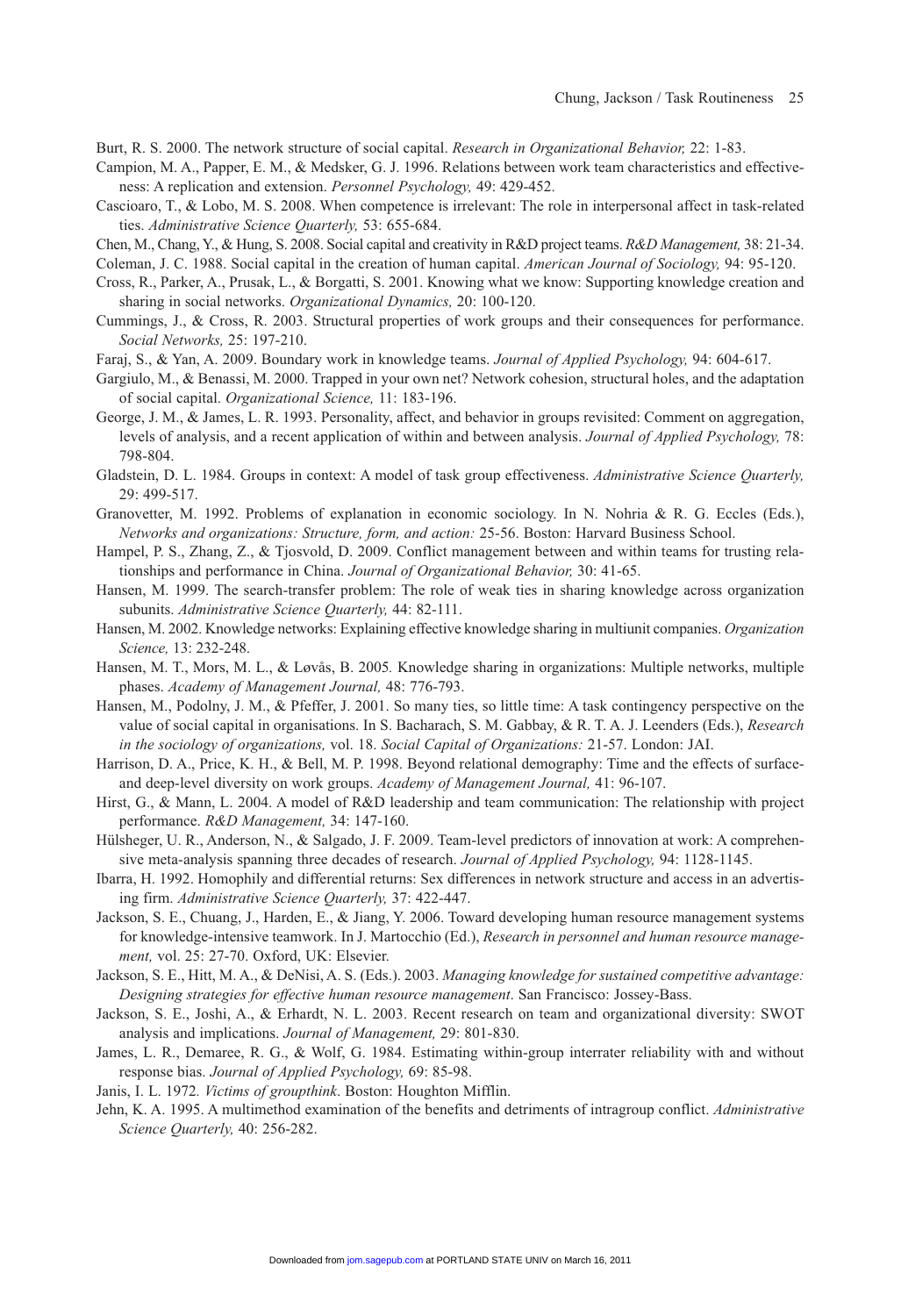Burt, R. S. 2000. The network structure of social capital. *Research in Organizational Behavior,* 22: 1-83.

Campion, M. A., Papper, E. M., & Medsker, G. J. 1996. Relations between work team characteristics and effectiveness: A replication and extension. *Personnel Psychology,* 49: 429-452.

Cascioaro, T., & Lobo, M. S. 2008. When competence is irrelevant: The role in interpersonal affect in task-related ties. *Administrative Science Quarterly,* 53: 655-684.

Chen, M., Chang, Y., & Hung, S. 2008. Social capital and creativity in R&D project teams. *R&D Management,* 38: 21-34.

Coleman, J. C. 1988. Social capital in the creation of human capital. *American Journal of Sociology,* 94: 95-120.

Cross, R., Parker, A., Prusak, L., & Borgatti, S. 2001. Knowing what we know: Supporting knowledge creation and sharing in social networks. *Organizational Dynamics,* 20: 100-120.

Cummings, J., & Cross, R. 2003. Structural properties of work groups and their consequences for performance. *Social Networks,* 25: 197-210.

Faraj, S., & Yan, A. 2009. Boundary work in knowledge teams. *Journal of Applied Psychology,* 94: 604-617.

Gargiulo, M., & Benassi, M. 2000. Trapped in your own net? Network cohesion, structural holes, and the adaptation of social capital. *Organizational Science,* 11: 183-196.

George, J. M., & James, L. R. 1993. Personality, affect, and behavior in groups revisited: Comment on aggregation, levels of analysis, and a recent application of within and between analysis. *Journal of Applied Psychology,* 78: 798-804.

Gladstein, D. L. 1984. Groups in context: A model of task group effectiveness. *Administrative Science Quarterly,* 29: 499-517.

Granovetter, M. 1992. Problems of explanation in economic sociology. In N. Nohria & R. G. Eccles (Eds.), *Networks and organizations: Structure, form, and action:* 25-56. Boston: Harvard Business School.

Hampel, P. S., Zhang, Z., & Tjosvold, D. 2009. Conflict management between and within teams for trusting relationships and performance in China. *Journal of Organizational Behavior,* 30: 41-65.

Hansen, M. 1999. The search-transfer problem: The role of weak ties in sharing knowledge across organization subunits. *Administrative Science Quarterly,* 44: 82-111.

Hansen, M. 2002. Knowledge networks: Explaining effective knowledge sharing in multiunit companies. *Organization Science,* 13: 232-248.

Hansen, M. T., Mors, M. L., & Løvås, B. 2005. Knowledge sharing in organizations: Multiple networks, multiple phases. *Academy of Management Journal,* 48: 776-793.

Hansen, M., Podolny, J. M., & Pfeffer, J. 2001. So many ties, so little time: A task contingency perspective on the value of social capital in organisations. In S. Bacharach, S. M. Gabbay, & R. T. A. J. Leenders (Eds.), *Research in the sociology of organizations,* vol. 18. *Social Capital of Organizations:* 21-57. London: JAI.

Harrison, D. A., Price, K. H., & Bell, M. P. 1998. Beyond relational demography: Time and the effects of surface- and deep-level diversity on work groups. *Academy of Management Journal,* 41: 96-107.

Hirst, G., & Mann, L. 2004. A model of R&D leadership and team communication: The relationship with project performance. *R&D Management,* 34: 147-160.

Hülsheger, U. R., Anderson, N., & Salgado, J. F. 2009. Team-level predictors of innovation at work: A comprehensive meta-analysis spanning three decades of research. *Journal of Applied Psychology,* 94: 1128-1145.

Ibarra, H. 1992. Homophily and differential returns: Sex differences in network structure and access in an advertising firm. *Administrative Science Quarterly,* 37: 422-447.

Jackson, S. E., Chuang, J., Harden, E., & Jiang, Y. 2006. Toward developing human resource management systems for knowledge-intensive teamwork. In J. Martocchio (Ed.), *Research in personnel and human resource management,* vol. 25: 27-70. Oxford, UK: Elsevier.

Jackson, S. E., Hitt, M. A., & DeNisi, A. S. (Eds.). 2003. *Managing knowledge for sustained competitive advantage: Designing strategies for effective human resource management*. San Francisco: Jossey-Bass.

Jackson, S. E., Joshi, A., & Erhardt, N. L. 2003. Recent research on team and organizational diversity: SWOT analysis and implications. *Journal of Management,* 29: 801-830.

James, L. R., Demaree, R. G., & Wolf, G. 1984. Estimating within-group interrater reliability with and without response bias. *Journal of Applied Psychology,* 69: 85-98.

Janis, I. L. 1972. *Victims of groupthink*. Boston: Houghton Mifflin.

Jehn, K. A. 1995. A multimethod examination of the benefits and detriments of intragroup conflict. *Administrative Science Quarterly,* 40: 256-282.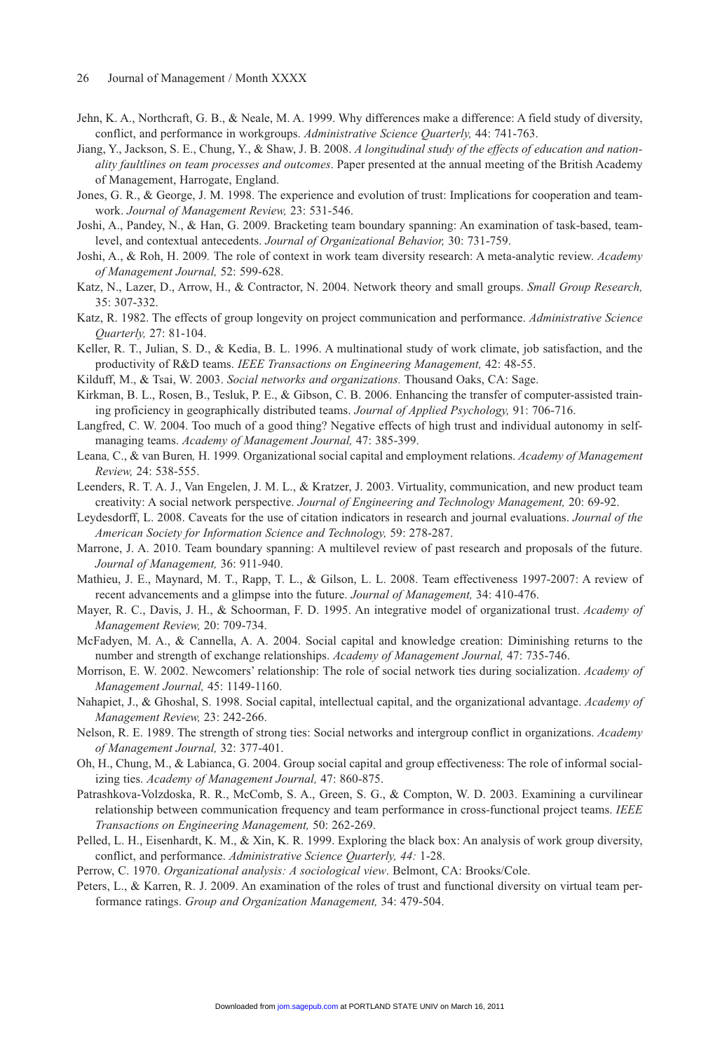Jehn, K. A., Northcraft, G. B., & Neale, M. A. 1999. Why differences make a difference: A field study of diversity, conflict, and performance in workgroups. *Administrative Science Quarterly,* 44: 741-763.

Jiang, Y., Jackson, S. E., Chung, Y., & Shaw, J. B. 2008. *A longitudinal study of the effects of education and nationality faultlines on team processes and outcomes*. Paper presented at the annual meeting of the British Academy of Management, Harrogate, England.

Jones, G. R., & George, J. M. 1998. The experience and evolution of trust: Implications for cooperation and teamwork. *Journal of Management Review,* 23: 531-546.

Joshi, A., Pandey, N., & Han, G. 2009. Bracketing team boundary spanning: An examination of task-based, team-level, and contextual antecedents. *Journal of Organizational Behavior,* 30: 731-759.

Joshi, A., & Roh, H. 2009*.* The role of context in work team diversity research: A meta-analytic review. *Academy of Management Journal,* 52: 599-628.

Katz, N., Lazer, D., Arrow, H., & Contractor, N. 2004. Network theory and small groups. *Small Group Research,* 35: 307-332.

Katz, R. 1982. The effects of group longevity on project communication and performance. *Administrative Science Quarterly,* 27: 81-104.

Keller, R. T., Julian, S. D., & Kedia, B. L. 1996. A multinational study of work climate, job satisfaction, and the productivity of R&D teams. *IEEE Transactions on Engineering Management,* 42: 48-55.

Kilduff, M., & Tsai, W. 2003. *Social networks and organizations.* Thousand Oaks, CA: Sage.

Kirkman, B. L., Rosen, B., Tesluk, P. E., & Gibson, C. B. 2006. Enhancing the transfer of computer-assisted training proficiency in geographically distributed teams. *Journal of Applied Psychology,* 91: 706-716.

Langfred, C. W. 2004. Too much of a good thing? Negative effects of high trust and individual autonomy in self-managing teams. *Academy of Management Journal,* 47: 385-399.

Leana*,* C., & van Buren*,* H. 1999*.* Organizational social capital and employment relations. *Academy of Management Review,* 24: 538-555.

Leenders, R. T. A. J., Van Engelen, J. M. L., & Kratzer, J. 2003. Virtuality, communication, and new product team creativity: A social network perspective. *Journal of Engineering and Technology Management,* 20: 69-92.

Leydesdorff, L. 2008. Caveats for the use of citation indicators in research and journal evaluations. *Journal of the American Society for Information Science and Technology,* 59: 278-287.

Marrone, J. A. 2010. Team boundary spanning: A multilevel review of past research and proposals of the future. *Journal of Management,* 36: 911-940.

Mathieu, J. E., Maynard, M. T., Rapp, T. L., & Gilson, L. L. 2008. Team effectiveness 1997-2007: A review of recent advancements and a glimpse into the future. *Journal of Management,* 34: 410-476.

Mayer, R. C., Davis, J. H., & Schoorman, F. D. 1995. An integrative model of organizational trust. *Academy of Management Review,* 20: 709-734.

McFadyen, M. A., & Cannella, A. A. 2004. Social capital and knowledge creation: Diminishing returns to the number and strength of exchange relationships. *Academy of Management Journal,* 47: 735-746.

Morrison, E. W. 2002. Newcomers' relationship: The role of social network ties during socialization. *Academy of Management Journal,* 45: 1149-1160.

Nahapiet, J., & Ghoshal, S. 1998. Social capital, intellectual capital, and the organizational advantage. *Academy of Management Review,* 23: 242-266.

Nelson, R. E. 1989. The strength of strong ties: Social networks and intergroup conflict in organizations. *Academy of Management Journal,* 32: 377-401.

Oh, H., Chung, M., & Labianca, G. 2004. Group social capital and group effectiveness: The role of informal socializing ties. *Academy of Management Journal,* 47: 860-875.

Patrashkova-Volzdoska, R. R., McComb, S. A., Green, S. G., & Compton, W. D. 2003. Examining a curvilinear relationship between communication frequency and team performance in cross-functional project teams. *IEEE Transactions on Engineering Management,* 50: 262-269.

Pelled, L. H., Eisenhardt, K. M., & Xin, K. R. 1999. Exploring the black box: An analysis of work group diversity, conflict, and performance. *Administrative Science Quarterly, 44:* 1-28.

Perrow, C. 1970. *Organizational analysis: A sociological view*. Belmont, CA: Brooks/Cole.

Peters, L., & Karren, R. J. 2009. An examination of the roles of trust and functional diversity on virtual team performance ratings. *Group and Organization Management,* 34: 479-504.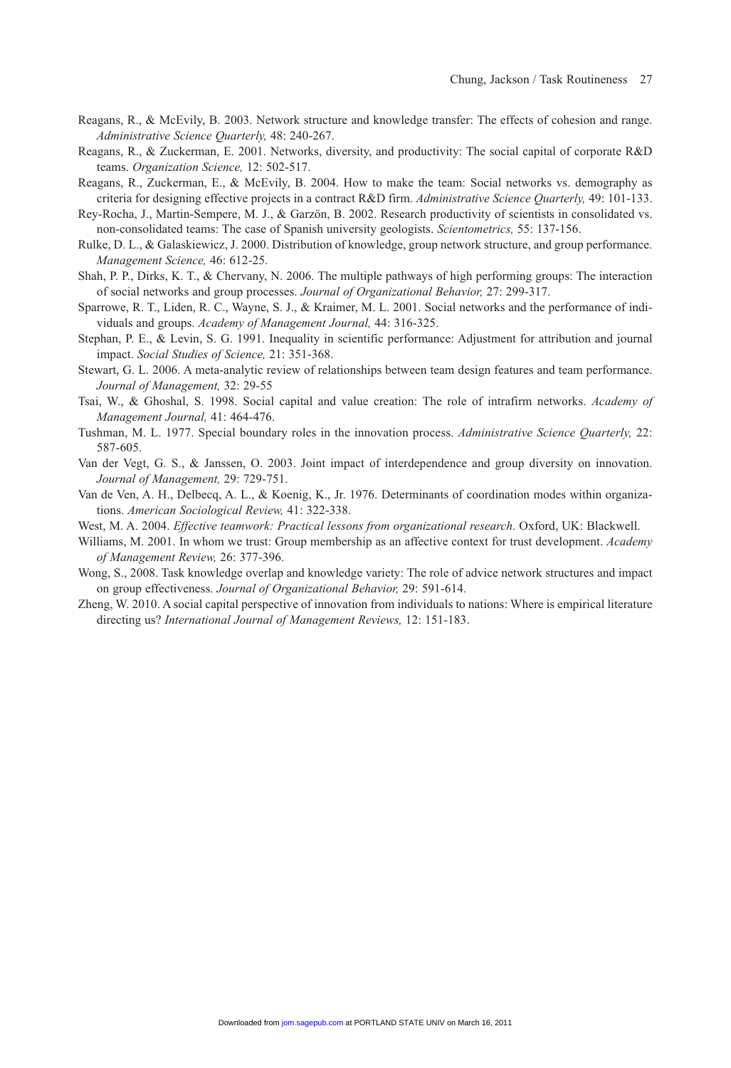Reagans, R., & McEvily, B. 2003. Network structure and knowledge transfer: The effects of cohesion and range. *Administrative Science Quarterly,* 48: 240-267.

Reagans, R., & Zuckerman, E. 2001. Networks, diversity, and productivity: The social capital of corporate R&D teams. *Organization Science,* 12: 502-517.

Reagans, R., Zuckerman, E., & McEvily, B. 2004. How to make the team: Social networks vs. demography as criteria for designing effective projects in a contract R&D firm. *Administrative Science Quarterly,* 49: 101-133.

Rey-Rocha, J., Martin-Sempere, M. J., & Garzön, B. 2002. Research productivity of scientists in consolidated vs. non-consolidated teams: The case of Spanish university geologists. *Scientometrics,* 55: 137-156.

Rulke, D. L., & Galaskiewicz, J. 2000. Distribution of knowledge, group network structure, and group performance. *Management Science,* 46: 612-25.

Shah, P. P., Dirks, K. T., & Chervany, N. 2006. The multiple pathways of high performing groups: The interaction of social networks and group processes. *Journal of Organizational Behavior,* 27: 299-317.

Sparrowe, R. T., Liden, R. C., Wayne, S. J., & Kraimer, M. L. 2001. Social networks and the performance of individuals and groups. *Academy of Management Journal,* 44: 316-325.

Stephan, P. E., & Levin, S. G. 1991. Inequality in scientific performance: Adjustment for attribution and journal impact. *Social Studies of Science,* 21: 351-368.

Stewart, G. L. 2006. A meta-analytic review of relationships between team design features and team performance. *Journal of Management,* 32: 29-55

Tsai, W., & Ghoshal, S. 1998. Social capital and value creation: The role of intrafirm networks. *Academy of Management Journal,* 41: 464-476.

Tushman, M. L. 1977. Special boundary roles in the innovation process. *Administrative Science Quarterly,* 22: 587-605.

Van der Vegt, G. S., & Janssen, O. 2003. Joint impact of interdependence and group diversity on innovation. *Journal of Management,* 29: 729-751.

Van de Ven, A. H., Delbecq, A. L., & Koenig, K., Jr. 1976. Determinants of coordination modes within organizations. *American Sociological Review,* 41: 322-338.

West, M. A. 2004. *Effective teamwork: Practical lessons from organizational research*. Oxford, UK: Blackwell.

Williams, M. 2001. In whom we trust: Group membership as an affective context for trust development. *Academy of Management Review,* 26: 377-396.

Wong, S., 2008. Task knowledge overlap and knowledge variety: The role of advice network structures and impact on group effectiveness. *Journal of Organizational Behavior,* 29: 591-614.

Zheng, W. 2010. A social capital perspective of innovation from individuals to nations: Where is empirical literature directing us? *International Journal of Management Reviews,* 12: 151-183.